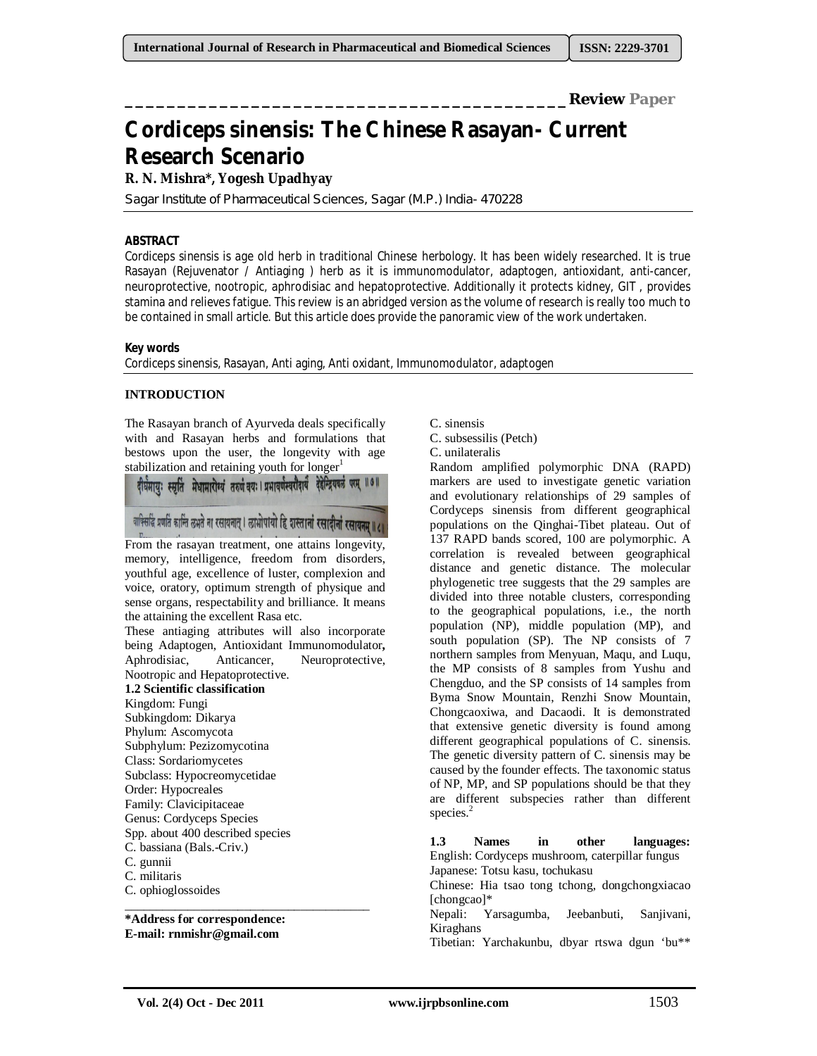Review Paper

# Cordiceps sinensis: The Chinese Rasayan- Current Research Scenario

**R. N. Mishra*, Yogesh Upadhyay**

Sagar Institute of Pharmaceutical Sciences, Sagar (M.P.) India- 470228

## ABSTRACT

Cordiceps sinensis is age old herb in traditional Chinese herbology. It has been widely researched. It is true Rasayan (Rejuvenator / Antiaging ) herb as it is immunomodulator, adaptogen, antioxidant, anti-cancer, neuroprotective, nootropic, aphrodisiac and hepatoprotective. Additionally it protects kidney, GIT , provides stamina and relieves fatigue. This review is an abridged version as the volume of research is really too much to be contained in small article. But this article does provide the panoramic view of the work undertaken.

**Key words**

Cordiceps sinensis, Rasayan, Anti aging, Anti oxidant, Immunomodulator, adaptogen

## INTRODUCTION

The Rasayan branch of Ayurveda deals specifically with and Rasayan herbs and formulations that bestows upon the user, the longevity with age stabilization and retaining youth for longer[1]

दीर्घमायुः स्मृतिं मेधामारोग्यं तरुणं वयः। प्रभावर्णस्वरौदार्यं देहेन्द्रियबलं परम् ॥७॥

वाक्सिद्धिं प्रणतिं कान्तिं लभते ना रसायनात्। लाभोपायो हि शस्तानां रसादीनां रसायनम् ॥८॥

From the rasayan treatment, one attains longevity, memory, intelligence, freedom from disorders, youthful age, excellence of luster, complexion and voice, oratory, optimum strength of physique and sense organs, respectability and brilliance. It means the attaining the excellent Rasa etc.

These antiaging attributes will also incorporate being Adaptogen, Antioxidant Immunomodulator**,** Aphrodisiac, Anticancer, Neuroprotective, Nootropic and Hepatoprotective.

**1.2 Scientific classification**

Kingdom: Fungi
Subkingdom: Dikarya
Phylum: Ascomycota
Subphylum: Pezizomycotina
Class: Sordariomycetes
Subclass: Hypocreomycetidae
Order: Hypocreales
Family: Clavicipitaceae
Genus: Cordyceps Species
Spp. about 400 described species
C. bassiana (Bals.-Criv.)
C. gunnii
C. militaris
C. ophioglossoides
C. sinensis
C. subsessilis (Petch)
C. unilateralis

Random amplified polymorphic DNA (RAPD) markers are used to investigate genetic variation and evolutionary relationships of 29 samples of Cordyceps sinensis from different geographical populations on the Qinghai-Tibet plateau. Out of 137 RAPD bands scored, 100 are polymorphic. A correlation is revealed between geographical distance and genetic distance. The molecular phylogenetic tree suggests that the 29 samples are divided into three notable clusters, corresponding to the geographical populations, i.e., the north population (NP), middle population (MP), and south population (SP). The NP consists of 7 northern samples from Menyuan, Maqu, and Luqu, the MP consists of 8 samples from Yushu and Chengduo, and the SP consists of 14 samples from Byma Snow Mountain, Renzhi Snow Mountain, Chongcaoxiwa, and Dacaodi. It is demonstrated that extensive genetic diversity is found among different geographical populations of C. sinensis. The genetic diversity pattern of C. sinensis may be caused by the founder effects. The taxonomic status of NP, MP, and SP populations should be that they are different subspecies rather than different species.[2]

**1.3 Names in other languages:**

English: Cordyceps mushroom, caterpillar fungus
Japanese: Totsu kasu, tochukasu
Chinese: Hia tsao tong tchong, dongchongxiacao [chongcao]*
Nepali: Yarsagumba, Jeebanbuti, Sanjivani, Kiraghans
Tibetian: Yarchakunbu, dbyar rtswa dgun 'bu**

**\*Address for correspondence:**
**E-mail: rnmishr@gmail.com**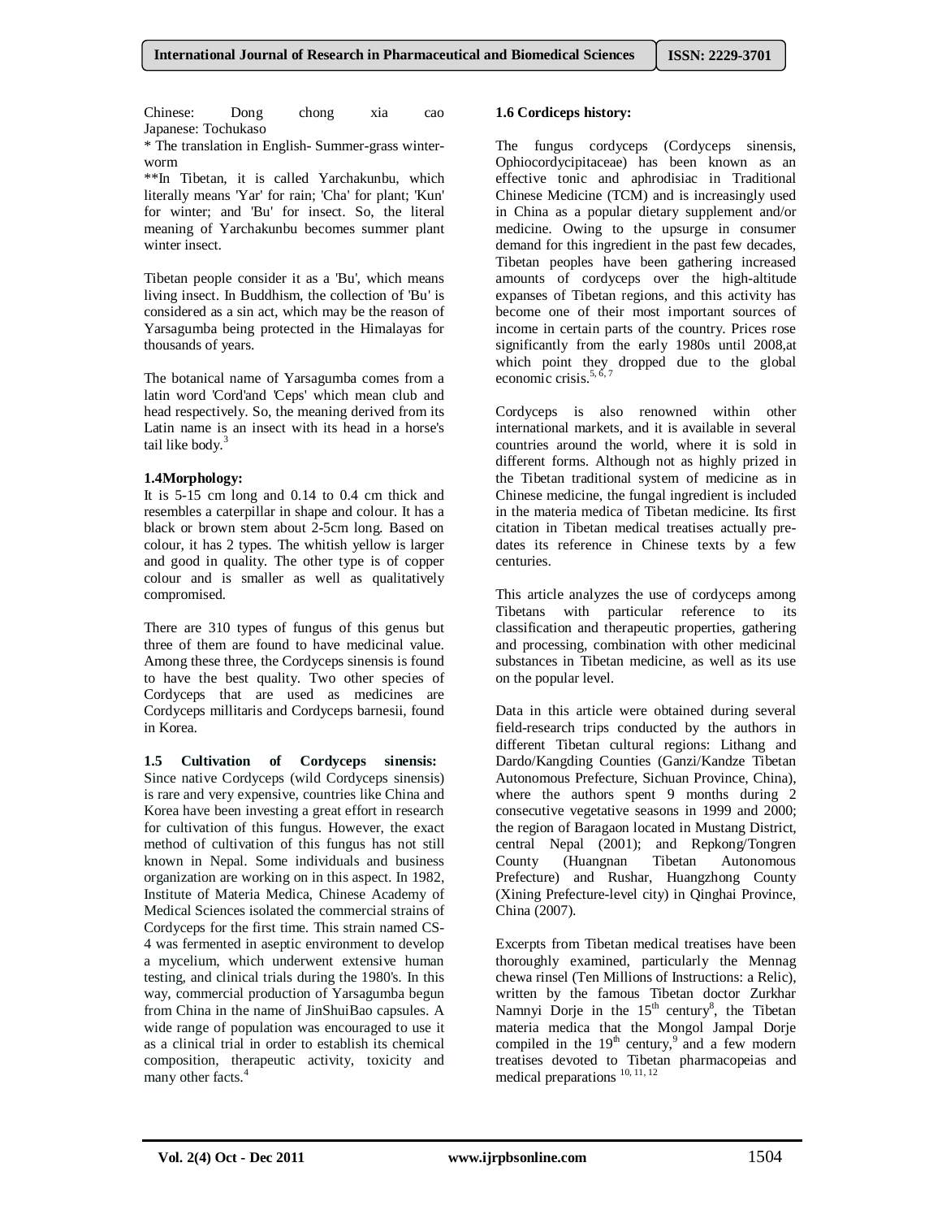Chinese: Dong chong xia cao
Japanese: Tochukaso

* The translation in English- Summer-grass winter-worm

**In Tibetan, it is called Yarchakunbu, which literally means 'Yar' for rain; 'Cha' for plant; 'Kun' for winter; and 'Bu' for insect. So, the literal meaning of Yarchakunbu becomes summer plant winter insect.

Tibetan people consider it as a 'Bu', which means living insect. In Buddhism, the collection of 'Bu' is considered as a sin act, which may be the reason of Yarsagumba being protected in the Himalayas for thousands of years.

The botanical name of Yarsagumba comes from a latin word 'Cord'and 'Ceps' which mean club and head respectively. So, the meaning derived from its Latin name is an insect with its head in a horse's tail like body.[3]

**1.4Morphology:**

It is 5-15 cm long and 0.14 to 0.4 cm thick and resembles a caterpillar in shape and colour. It has a black or brown stem about 2-5cm long. Based on colour, it has 2 types. The whitish yellow is larger and good in quality. The other type is of copper colour and is smaller as well as qualitatively compromised.

There are 310 types of fungus of this genus but three of them are found to have medicinal value. Among these three, the Cordyceps sinensis is found to have the best quality. Two other species of Cordyceps that are used as medicines are Cordyceps millitaris and Cordyceps barnesii, found in Korea.

**1.5 Cultivation of Cordyceps sinensis:** Since native Cordyceps (wild Cordyceps sinensis) is rare and very expensive, countries like China and Korea have been investing a great effort in research for cultivation of this fungus. However, the exact method of cultivation of this fungus has not still known in Nepal. Some individuals and business organization are working on in this aspect. In 1982, Institute of Materia Medica, Chinese Academy of Medical Sciences isolated the commercial strains of Cordyceps for the first time. This strain named CS-4 was fermented in aseptic environment to develop a mycelium, which underwent extensive human testing, and clinical trials during the 1980's. In this way, commercial production of Yarsagumba begun from China in the name of JinShuiBao capsules. A wide range of population was encouraged to use it as a clinical trial in order to establish its chemical composition, therapeutic activity, toxicity and many other facts.[4]

**1.6 Cordiceps history:**

The fungus cordyceps (Cordyceps sinensis, Ophiocordycipitaceae) has been known as an effective tonic and aphrodisiac in Traditional Chinese Medicine (TCM) and is increasingly used in China as a popular dietary supplement and/or medicine. Owing to the upsurge in consumer demand for this ingredient in the past few decades, Tibetan peoples have been gathering increased amounts of cordyceps over the high-altitude expanses of Tibetan regions, and this activity has become one of their most important sources of income in certain parts of the country. Prices rose significantly from the early 1980s until 2008,at which point they dropped due to the global economic crisis.[5, 6, 7]

Cordyceps is also renowned within other international markets, and it is available in several countries around the world, where it is sold in different forms. Although not as highly prized in the Tibetan traditional system of medicine as in Chinese medicine, the fungal ingredient is included in the materia medica of Tibetan medicine. Its first citation in Tibetan medical treatises actually pre-dates its reference in Chinese texts by a few centuries.

This article analyzes the use of cordyceps among Tibetans with particular reference to its classification and therapeutic properties, gathering and processing, combination with other medicinal substances in Tibetan medicine, as well as its use on the popular level.

Data in this article were obtained during several field-research trips conducted by the authors in different Tibetan cultural regions: Lithang and Dardo/Kangding Counties (Ganzi/Kandze Tibetan Autonomous Prefecture, Sichuan Province, China), where the authors spent 9 months during 2 consecutive vegetative seasons in 1999 and 2000; the region of Baragaon located in Mustang District, central Nepal (2001); and Repkong/Tongren County (Huangnan Tibetan Autonomous Prefecture) and Rushar, Huangzhong County (Xining Prefecture-level city) in Qinghai Province, China (2007).

Excerpts from Tibetan medical treatises have been thoroughly examined, particularly the Mennag chewa rinsel (Ten Millions of Instructions: a Relic), written by the famous Tibetan doctor Zurkhar Namnyi Dorje in the 15th century[8], the Tibetan materia medica that the Mongol Jampal Dorje compiled in the 19th century,[9] and a few modern treatises devoted to Tibetan pharmacopeias and medical preparations [10, 11, 12]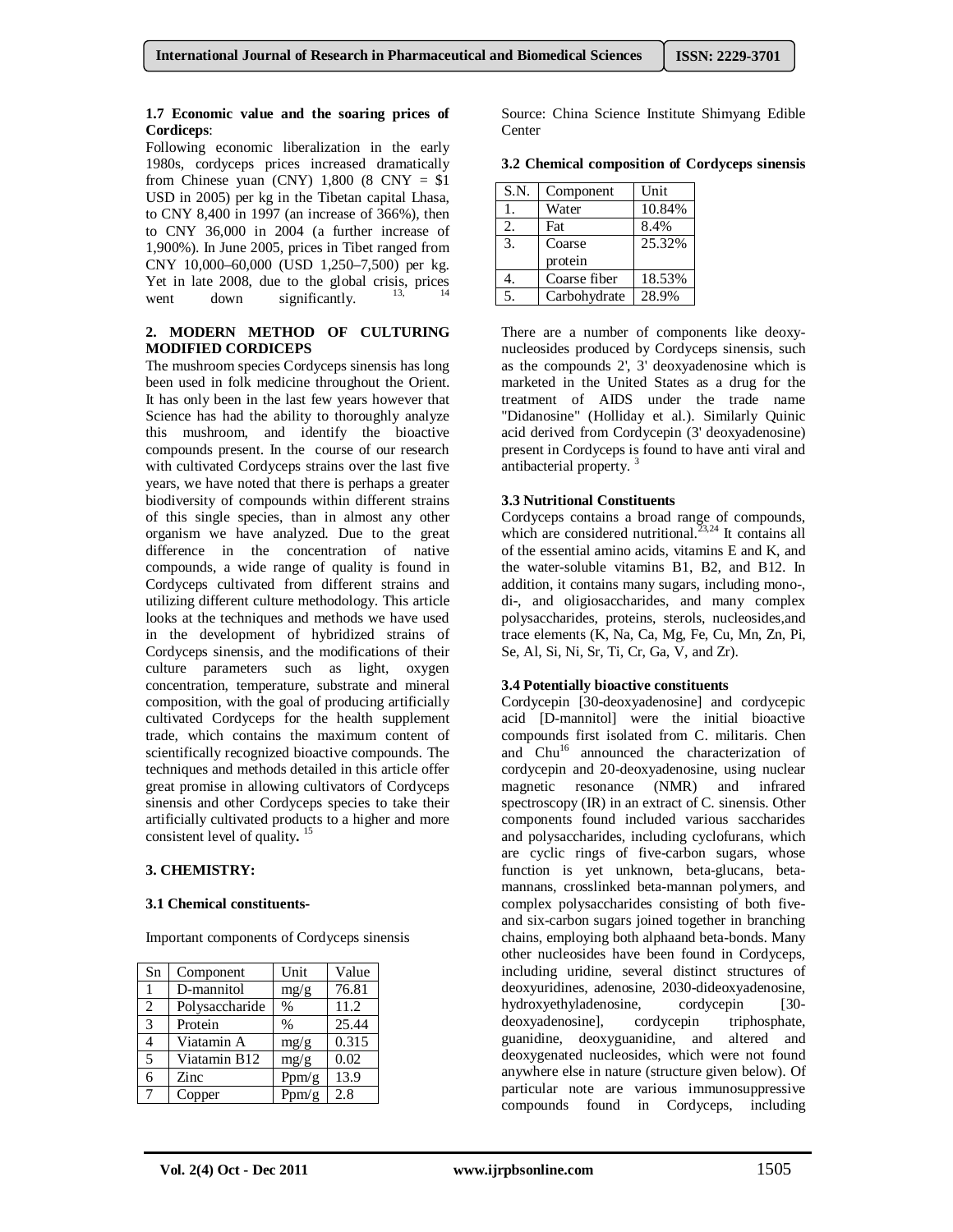**1.7 Economic value and the soaring prices of Cordiceps**:

Following economic liberalization in the early 1980s, cordyceps prices increased dramatically from Chinese yuan (CNY) 1,800 (8 CNY = $1 USD in 2005) per kg in the Tibetan capital Lhasa, to CNY 8,400 in 1997 (an increase of 366%), then to CNY 36,000 in 2004 (a further increase of 1,900%). In June 2005, prices in Tibet ranged from CNY 10,000–60,000 (USD 1,250–7,500) per kg. Yet in late 2008, due to the global crisis, prices went down significantly. [13, 14]

## 2. MODERN METHOD OF CULTURING MODIFIED CORDICEPS

The mushroom species Cordyceps sinensis has long been used in folk medicine throughout the Orient. It has only been in the last few years however that Science has had the ability to thoroughly analyze this mushroom, and identify the bioactive compounds present. In the course of our research with cultivated Cordyceps strains over the last five years, we have noted that there is perhaps a greater biodiversity of compounds within different strains of this single species, than in almost any other organism we have analyzed. Due to the great difference in the concentration of native compounds, a wide range of quality is found in Cordyceps cultivated from different strains and utilizing different culture methodology. This article looks at the techniques and methods we have used in the development of hybridized strains of Cordyceps sinensis, and the modifications of their culture parameters such as light, oxygen concentration, temperature, substrate and mineral composition, with the goal of producing artificially cultivated Cordyceps for the health supplement trade, which contains the maximum content of scientifically recognized bioactive compounds. The techniques and methods detailed in this article offer great promise in allowing cultivators of Cordyceps sinensis and other Cordyceps species to take their artificially cultivated products to a higher and more consistent level of quality. [15]

## 3. CHEMISTRY:

### 3.1 Chemical constituents-

Important components of Cordyceps sinensis

| Sn | Component | Unit | Value |
|---|---|---|---|
| 1 | D-mannitol | mg/g | 76.81 |
| 2 | Polysaccharide | % | 11.2 |
| 3 | Protein | % | 25.44 |
| 4 | Viatamin A | mg/g | 0.315 |
| 5 | Viatamin B12 | mg/g | 0.02 |
| 6 | Zinc | Ppm/g | 13.9 |
| 7 | Copper | Ppm/g | 2.8 |

Source: China Science Institute Shimyang Edible Center

### 3.2 Chemical composition of Cordyceps sinensis

| S.N. | Component | Unit |
|---|---|---|
| 1. | Water | 10.84% |
| 2. | Fat | 8.4% |
| 3. | Coarse protein | 25.32% |
| 4. | Coarse fiber | 18.53% |
| 5. | Carbohydrate | 28.9% |

There are a number of components like deoxy-nucleosides produced by Cordyceps sinensis, such as the compounds 2', 3' deoxyadenosine which is marketed in the United States as a drug for the treatment of AIDS under the trade name "Didanosine" (Holliday et al.). Similarly Quinic acid derived from Cordycepin (3' deoxyadenosine) present in Cordyceps is found to have anti viral and antibacterial property. [3]

### 3.3 Nutritional Constituents

Cordyceps contains a broad range of compounds, which are considered nutritional.[23,24] It contains all of the essential amino acids, vitamins E and K, and the water-soluble vitamins B1, B2, and B12. In addition, it contains many sugars, including mono-, di-, and oligiosaccharides, and many complex polysaccharides, proteins, sterols, nucleosides,and trace elements (K, Na, Ca, Mg, Fe, Cu, Mn, Zn, Pi, Se, Al, Si, Ni, Sr, Ti, Cr, Ga, V, and Zr).

### 3.4 Potentially bioactive constituents

Cordycepin [30-deoxyadenosine] and cordycepic acid [D-mannitol] were the initial bioactive compounds first isolated from C. militaris. Chen and Chu[16] announced the characterization of cordycepin and 20-deoxyadenosine, using nuclear magnetic resonance (NMR) and infrared spectroscopy (IR) in an extract of C. sinensis. Other components found included various saccharides and polysaccharides, including cyclofurans, which are cyclic rings of five-carbon sugars, whose function is yet unknown, beta-glucans, beta-mannans, crosslinked beta-mannan polymers, and complex polysaccharides consisting of both five- and six-carbon sugars joined together in branching chains, employing both alphaand beta-bonds. Many other nucleosides have been found in Cordyceps, including uridine, several distinct structures of deoxyuridines, adenosine, 2030-dideoxyadenosine, hydroxyethyladenosine, cordycepin [30-deoxyadenosine], cordycepin triphosphate, guanidine, deoxyguanidine, and altered and deoxygenated nucleosides, which were not found anywhere else in nature (structure given below). Of particular note are various immunosuppressive compounds found in Cordyceps, including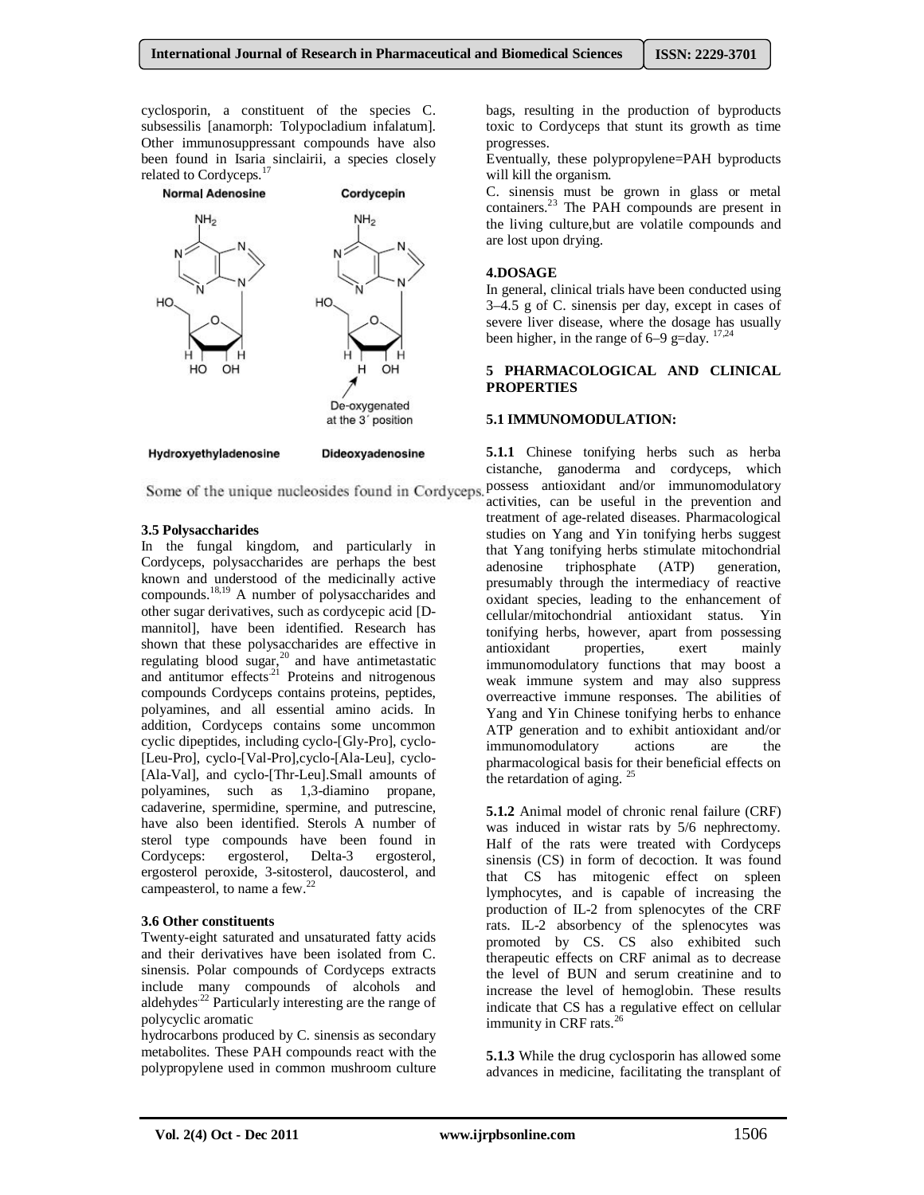cyclosporin, a constituent of the species C. subsessilis [anamorph: Tolypocladium infalatum]. Other immunosuppressant compounds have also been found in Isaria sinclairii, a species closely related to Cordyceps.[17]

Normal Adenosine Cordycepin

De-oxygenated at the 3′ position

Hydroxyethyladenosine Dideoxyadenosine

Some of the unique nucleosides found in Cordyceps.

### 3.5 Polysaccharides

In the fungal kingdom, and particularly in Cordyceps, polysaccharides are perhaps the best known and understood of the medicinally active compounds.[18,19] A number of polysaccharides and other sugar derivatives, such as cordycepic acid [D-mannitol], have been identified. Research has shown that these polysaccharides are effective in regulating blood sugar,[20] and have antimetastatic and antitumor effects[21] Proteins and nitrogenous compounds Cordyceps contains proteins, peptides, polyamines, and all essential amino acids. In addition, Cordyceps contains some uncommon cyclic dipeptides, including cyclo-[Gly-Pro], cyclo-[Leu-Pro], cyclo-[Val-Pro],cyclo-[Ala-Leu], cyclo-[Ala-Val], and cyclo-[Thr-Leu].Small amounts of polyamines, such as 1,3-diamino propane, cadaverine, spermidine, spermine, and putrescine, have also been identified. Sterols A number of sterol type compounds have been found in Cordyceps: ergosterol, Delta-3 ergosterol, ergosterol peroxide, 3-sitosterol, daucosterol, and campeasterol, to name a few.[22]

### 3.6 Other constituents

Twenty-eight saturated and unsaturated fatty acids and their derivatives have been isolated from C. sinensis. Polar compounds of Cordyceps extracts include many compounds of alcohols and aldehydes[22] Particularly interesting are the range of polycyclic aromatic hydrocarbons produced by C. sinensis as secondary metabolites. These PAH compounds react with the polypropylene used in common mushroom culture bags, resulting in the production of byproducts toxic to Cordyceps that stunt its growth as time progresses.

Eventually, these polypropylene=PAH byproducts will kill the organism.

C. sinensis must be grown in glass or metal containers.[23] The PAH compounds are present in the living culture,but are volatile compounds and are lost upon drying.

## 4.DOSAGE

In general, clinical trials have been conducted using 3–4.5 g of C. sinensis per day, except in cases of severe liver disease, where the dosage has usually been higher, in the range of 6–9 g=day. [17,24]

## 5 PHARMACOLOGICAL AND CLINICAL PROPERTIES

### 5.1 IMMUNOMODULATION:

**5.1.1** Chinese tonifying herbs such as herba cistanche, ganoderma and cordyceps, which possess antioxidant and/or immunomodulatory activities, can be useful in the prevention and treatment of age-related diseases. Pharmacological studies on Yang and Yin tonifying herbs suggest that Yang tonifying herbs stimulate mitochondrial adenosine triphosphate (ATP) generation, presumably through the intermediacy of reactive oxidant species, leading to the enhancement of cellular/mitochondrial antioxidant status. Yin tonifying herbs, however, apart from possessing antioxidant properties, exert mainly immunomodulatory functions that may boost a weak immune system and may also suppress overreactive immune responses. The abilities of Yang and Yin Chinese tonifying herbs to enhance ATP generation and to exhibit antioxidant and/or immunomodulatory actions are the pharmacological basis for their beneficial effects on the retardation of aging. [25]

**5.1.2** Animal model of chronic renal failure (CRF) was induced in wistar rats by 5/6 nephrectomy. Half of the rats were treated with Cordyceps sinensis (CS) in form of decoction. It was found that CS has mitogenic effect on spleen lymphocytes, and is capable of increasing the production of IL-2 from splenocytes of the CRF rats. IL-2 absorbency of the splenocytes was promoted by CS. CS also exhibited such therapeutic effects on CRF animal as to decrease the level of BUN and serum creatinine and to increase the level of hemoglobin. These results indicate that CS has a regulative effect on cellular immunity in CRF rats.[26]

**5.1.3** While the drug cyclosporin has allowed some advances in medicine, facilitating the transplant of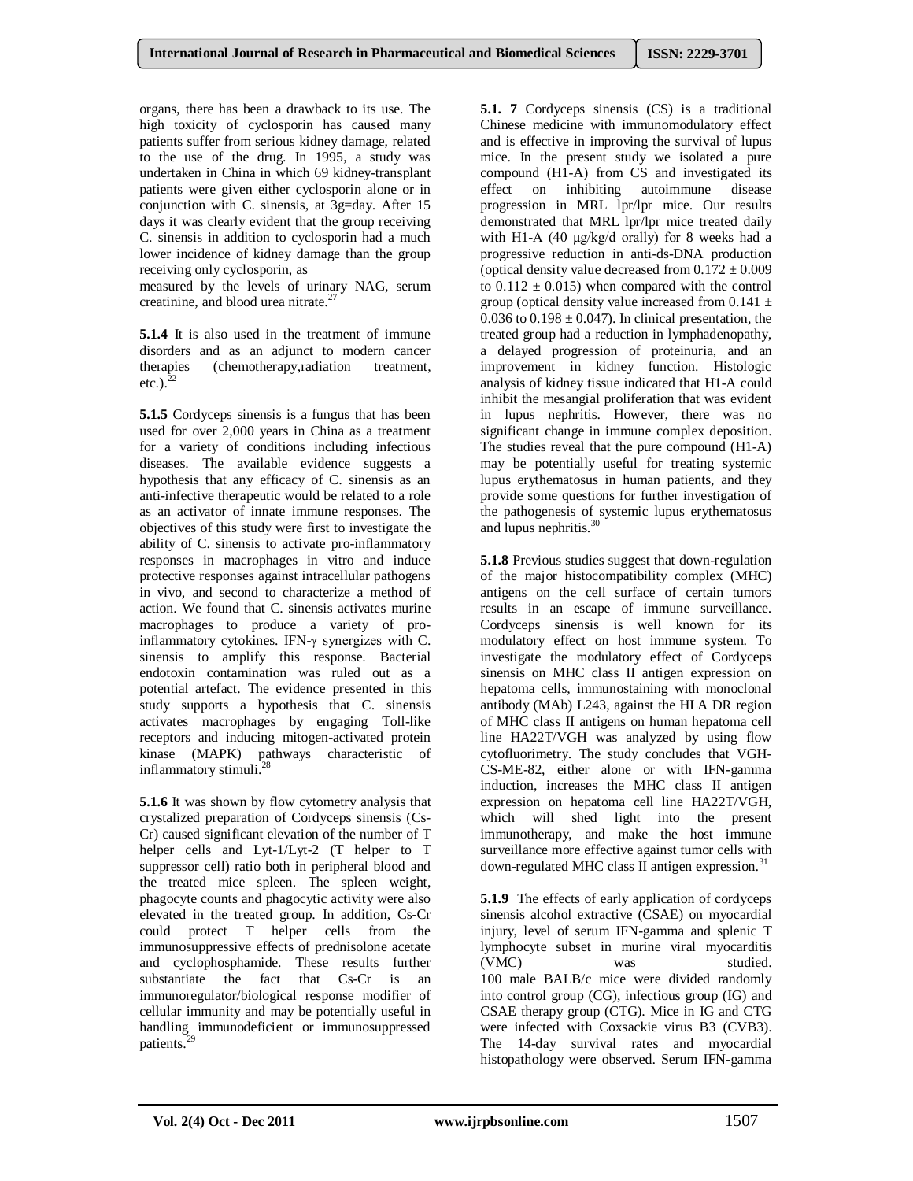organs, there has been a drawback to its use. The high toxicity of cyclosporin has caused many patients suffer from serious kidney damage, related to the use of the drug. In 1995, a study was undertaken in China in which 69 kidney-transplant patients were given either cyclosporin alone or in conjunction with C. sinensis, at 3g=day. After 15 days it was clearly evident that the group receiving C. sinensis in addition to cyclosporin had a much lower incidence of kidney damage than the group receiving only cyclosporin, as

measured by the levels of urinary NAG, serum creatinine, and blood urea nitrate.[27]

**5.1.4** It is also used in the treatment of immune disorders and as an adjunct to modern cancer therapies (chemotherapy,radiation treatment, etc.).[22]

**5.1.5** Cordyceps sinensis is a fungus that has been used for over 2,000 years in China as a treatment for a variety of conditions including infectious diseases. The available evidence suggests a hypothesis that any efficacy of C. sinensis as an anti-infective therapeutic would be related to a role as an activator of innate immune responses. The objectives of this study were first to investigate the ability of C. sinensis to activate pro-inflammatory responses in macrophages in vitro and induce protective responses against intracellular pathogens in vivo, and second to characterize a method of action. We found that C. sinensis activates murine macrophages to produce a variety of pro-inflammatory cytokines. IFN-γ synergizes with C. sinensis to amplify this response. Bacterial endotoxin contamination was ruled out as a potential artefact. The evidence presented in this study supports a hypothesis that C. sinensis activates macrophages by engaging Toll-like receptors and inducing mitogen-activated protein kinase (MAPK) pathways characteristic of inflammatory stimuli.[28]

**5.1.6** It was shown by flow cytometry analysis that crystalized preparation of Cordyceps sinensis (Cs-Cr) caused significant elevation of the number of T helper cells and Lyt-1/Lyt-2 (T helper to T suppressor cell) ratio both in peripheral blood and the treated mice spleen. The spleen weight, phagocyte counts and phagocytic activity were also elevated in the treated group. In addition, Cs-Cr could protect T helper cells from the immunosuppressive effects of prednisolone acetate and cyclophosphamide. These results further substantiate the fact that Cs-Cr is an immunoregulator/biological response modifier of cellular immunity and may be potentially useful in handling immunodeficient or immunosuppressed patients.[29]

**5.1. 7** Cordyceps sinensis (CS) is a traditional Chinese medicine with immunomodulatory effect and is effective in improving the survival of lupus mice. In the present study we isolated a pure compound (H1-A) from CS and investigated its effect on inhibiting autoimmune disease progression in MRL lpr/lpr mice. Our results demonstrated that MRL lpr/lpr mice treated daily with H1-A (40 μg/kg/d orally) for 8 weeks had a progressive reduction in anti-ds-DNA production (optical density value decreased from $0.172 \pm 0.009$ to $0.112 \pm 0.015$) when compared with the control group (optical density value increased from $0.141 \pm 0.036$ to $0.198 \pm 0.047$). In clinical presentation, the treated group had a reduction in lymphadenopathy, a delayed progression of proteinuria, and an improvement in kidney function. Histologic analysis of kidney tissue indicated that H1-A could inhibit the mesangial proliferation that was evident in lupus nephritis. However, there was no significant change in immune complex deposition. The studies reveal that the pure compound (H1-A) may be potentially useful for treating systemic lupus erythematosus in human patients, and they provide some questions for further investigation of the pathogenesis of systemic lupus erythematosus and lupus nephritis.[30]

**5.1.8** Previous studies suggest that down-regulation of the major histocompatibility complex (MHC) antigens on the cell surface of certain tumors results in an escape of immune surveillance. Cordyceps sinensis is well known for its modulatory effect on host immune system. To investigate the modulatory effect of Cordyceps sinensis on MHC class II antigen expression on hepatoma cells, immunostaining with monoclonal antibody (MAb) L243, against the HLA DR region of MHC class II antigens on human hepatoma cell line HA22T/VGH was analyzed by using flow cytofluorimetry. The study concludes that VGH-CS-ME-82, either alone or with IFN-gamma induction, increases the MHC class II antigen expression on hepatoma cell line HA22T/VGH, which will shed light into the present immunotherapy, and make the host immune surveillance more effective against tumor cells with down-regulated MHC class II antigen expression.[31]

**5.1.9** The effects of early application of cordyceps sinensis alcohol extractive (CSAE) on myocardial injury, level of serum IFN-gamma and splenic T lymphocyte subset in murine viral myocarditis (VMC) was studied.
100 male BALB/c mice were divided randomly into control group (CG), infectious group (IG) and CSAE therapy group (CTG). Mice in IG and CTG were infected with Coxsackie virus B3 (CVB3). The 14-day survival rates and myocardial histopathology were observed. Serum IFN-gamma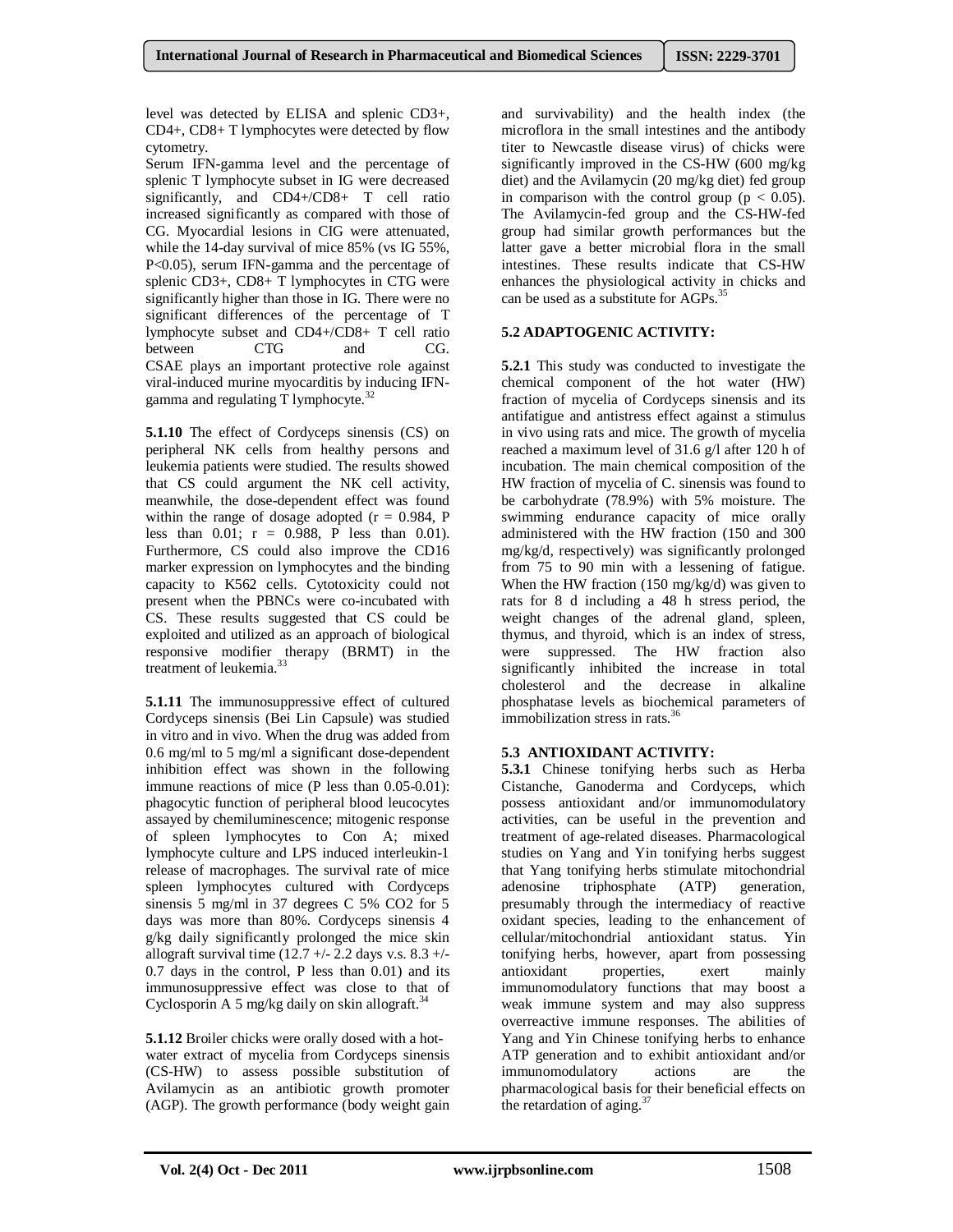level was detected by ELISA and splenic CD3+, CD4+, CD8+ T lymphocytes were detected by flow cytometry.

Serum IFN-gamma level and the percentage of splenic T lymphocyte subset in IG were decreased significantly, and CD4+/CD8+ T cell ratio increased significantly as compared with those of CG. Myocardial lesions in CIG were attenuated, while the 14-day survival of mice 85% (vs IG 55%, P<0.05), serum IFN-gamma and the percentage of splenic CD3+, CD8+ T lymphocytes in CTG were significantly higher than those in IG. There were no significant differences of the percentage of T lymphocyte subset and CD4+/CD8+ T cell ratio between CTG and CG.

CSAE plays an important protective role against viral-induced murine myocarditis by inducing IFN-gamma and regulating T lymphocyte.[32]

**5.1.10** The effect of Cordyceps sinensis (CS) on peripheral NK cells from healthy persons and leukemia patients were studied. The results showed that CS could argument the NK cell activity, meanwhile, the dose-dependent effect was found within the range of dosage adopted ($r = 0.984$, P less than 0.01; $r = 0.988$, P less than 0.01). Furthermore, CS could also improve the CD16 marker expression on lymphocytes and the binding capacity to K562 cells. Cytotoxicity could not present when the PBNCs were co-incubated with CS. These results suggested that CS could be exploited and utilized as an approach of biological responsive modifier therapy (BRMT) in the treatment of leukemia.[33]

**5.1.11** The immunosuppressive effect of cultured Cordyceps sinensis (Bei Lin Capsule) was studied in vitro and in vivo. When the drug was added from 0.6 mg/ml to 5 mg/ml a significant dose-dependent inhibition effect was shown in the following immune reactions of mice (P less than 0.05-0.01): phagocytic function of peripheral blood leucocytes assayed by chemiluminescence; mitogenic response of spleen lymphocytes to Con A; mixed lymphocyte culture and LPS induced interleukin-1 release of macrophages. The survival rate of mice spleen lymphocytes cultured with Cordyceps sinensis 5 mg/ml in 37 degrees C 5% $CO_2$ for 5 days was more than 80%. Cordyceps sinensis 4 g/kg daily significantly prolonged the mice skin allograft survival time (12.7 +/- 2.2 days v.s. 8.3 +/- 0.7 days in the control, P less than 0.01) and its immunosuppressive effect was close to that of Cyclosporin A 5 mg/kg daily on skin allograft.[34]

**5.1.12** Broiler chicks were orally dosed with a hot-water extract of mycelia from Cordyceps sinensis (CS-HW) to assess possible substitution of Avilamycin as an antibiotic growth promoter (AGP). The growth performance (body weight gain and survivability) and the health index (the microflora in the small intestines and the antibody titer to Newcastle disease virus) of chicks were significantly improved in the CS-HW (600 mg/kg diet) and the Avilamycin (20 mg/kg diet) fed group in comparison with the control group ($p < 0.05$). The Avilamycin-fed group and the CS-HW-fed group had similar growth performances but the latter gave a better microbial flora in the small intestines. These results indicate that CS-HW enhances the physiological activity in chicks and can be used as a substitute for AGPs.[35]

### 5.2 ADAPTOGENIC ACTIVITY:

**5.2.1** This study was conducted to investigate the chemical component of the hot water (HW) fraction of mycelia of Cordyceps sinensis and its antifatigue and antistress effect against a stimulus in vivo using rats and mice. The growth of mycelia reached a maximum level of 31.6 g/l after 120 h of incubation. The main chemical composition of the HW fraction of mycelia of C. sinensis was found to be carbohydrate (78.9%) with 5% moisture. The swimming endurance capacity of mice orally administered with the HW fraction (150 and 300 mg/kg/d, respectively) was significantly prolonged from 75 to 90 min with a lessening of fatigue. When the HW fraction (150 mg/kg/d) was given to rats for 8 d including a 48 h stress period, the weight changes of the adrenal gland, spleen, thymus, and thyroid, which is an index of stress, were suppressed. The HW fraction also significantly inhibited the increase in total cholesterol and the decrease in alkaline phosphatase levels as biochemical parameters of immobilization stress in rats.[36]

### 5.3 ANTIOXIDANT ACTIVITY:

**5.3.1** Chinese tonifying herbs such as Herba Cistanche, Ganoderma and Cordyceps, which possess antioxidant and/or immunomodulatory activities, can be useful in the prevention and treatment of age-related diseases. Pharmacological studies on Yang and Yin tonifying herbs suggest that Yang tonifying herbs stimulate mitochondrial adenosine triphosphate (ATP) generation, presumably through the intermediacy of reactive oxidant species, leading to the enhancement of cellular/mitochondrial antioxidant status. Yin tonifying herbs, however, apart from possessing antioxidant properties, exert mainly immunomodulatory functions that may boost a weak immune system and may also suppress overreactive immune responses. The abilities of Yang and Yin Chinese tonifying herbs to enhance ATP generation and to exhibit antioxidant and/or immunomodulatory actions are the pharmacological basis for their beneficial effects on the retardation of aging.[37]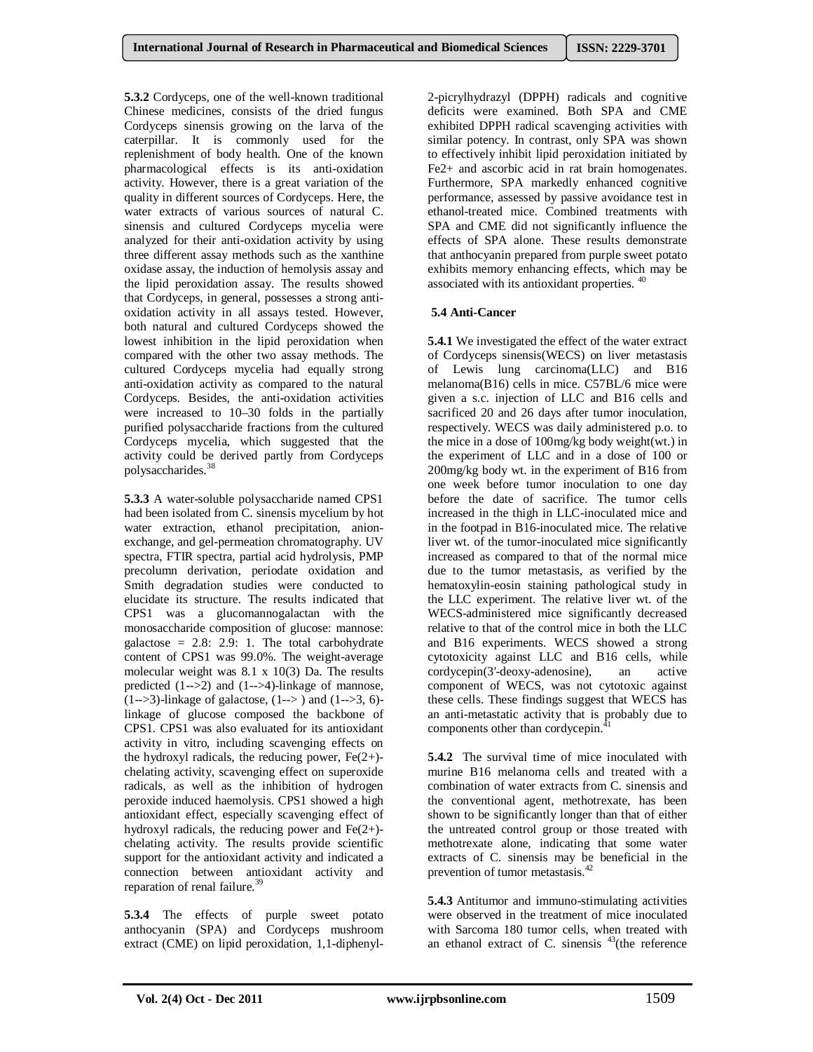**5.3.2** Cordyceps, one of the well-known traditional Chinese medicines, consists of the dried fungus Cordyceps sinensis growing on the larva of the caterpillar. It is commonly used for the replenishment of body health. One of the known pharmacological effects is its anti-oxidation activity. However, there is a great variation of the quality in different sources of Cordyceps. Here, the water extracts of various sources of natural C. sinensis and cultured Cordyceps mycelia were analyzed for their anti-oxidation activity by using three different assay methods such as the xanthine oxidase assay, the induction of hemolysis assay and the lipid peroxidation assay. The results showed that Cordyceps, in general, possesses a strong anti-oxidation activity in all assays tested. However, both natural and cultured Cordyceps showed the lowest inhibition in the lipid peroxidation when compared with the other two assay methods. The cultured Cordyceps mycelia had equally strong anti-oxidation activity as compared to the natural Cordyceps. Besides, the anti-oxidation activities were increased to 10–30 folds in the partially purified polysaccharide fractions from the cultured Cordyceps mycelia, which suggested that the activity could be derived partly from Cordyceps polysaccharides.[38]

**5.3.3** A water-soluble polysaccharide named CPS1 had been isolated from C. sinensis mycelium by hot water extraction, ethanol precipitation, anion-exchange, and gel-permeation chromatography. UV spectra, FTIR spectra, partial acid hydrolysis, PMP precolumn derivation, periodate oxidation and Smith degradation studies were conducted to elucidate its structure. The results indicated that CPS1 was a glucomannogalactan with the monosaccharide composition of glucose: mannose: galactose = 2.8: 2.9: 1. The total carbohydrate content of CPS1 was 99.0%. The weight-average molecular weight was 8.1 x 10(3) Da. The results predicted (1-->2) and (1-->4)-linkage of mannose, (1-->3)-linkage of galactose, (1--> ) and (1-->3, 6)-linkage of glucose composed the backbone of CPS1. CPS1 was also evaluated for its antioxidant activity in vitro, including scavenging effects on the hydroxyl radicals, the reducing power, Fe(2+)-chelating activity, scavenging effect on superoxide radicals, as well as the inhibition of hydrogen peroxide induced haemolysis. CPS1 showed a high antioxidant effect, especially scavenging effect of hydroxyl radicals, the reducing power and Fe(2+)-chelating activity. The results provide scientific support for the antioxidant activity and indicated a connection between antioxidant activity and reparation of renal failure.[39]

**5.3.4** The effects of purple sweet potato anthocyanin (SPA) and Cordyceps mushroom extract (CME) on lipid peroxidation, 1,1-diphenyl-2-picrylhydrazyl (DPPH) radicals and cognitive deficits were examined. Both SPA and CME exhibited DPPH radical scavenging activities with similar potency. In contrast, only SPA was shown to effectively inhibit lipid peroxidation initiated by $Fe^{2+}$ and ascorbic acid in rat brain homogenates. Furthermore, SPA markedly enhanced cognitive performance, assessed by passive avoidance test in ethanol-treated mice. Combined treatments with SPA and CME did not significantly influence the effects of SPA alone. These results demonstrate that anthocyanin prepared from purple sweet potato exhibits memory enhancing effects, which may be associated with its antioxidant properties.[40]

### 5.4 Anti-Cancer

**5.4.1** We investigated the effect of the water extract of Cordyceps sinensis(WECS) on liver metastasis of Lewis lung carcinoma(LLC) and B16 melanoma(B16) cells in mice. C57BL/6 mice were given a s.c. injection of LLC and B16 cells and sacrificed 20 and 26 days after tumor inoculation, respectively. WECS was daily administered p.o. to the mice in a dose of 100mg/kg body weight(wt.) in the experiment of LLC and in a dose of 100 or 200mg/kg body wt. in the experiment of B16 from one week before tumor inoculation to one day before the date of sacrifice. The tumor cells increased in the thigh in LLC-inoculated mice and in the footpad in B16-inoculated mice. The relative liver wt. of the tumor-inoculated mice significantly increased as compared to that of the normal mice due to the tumor metastasis, as verified by the hematoxylin-eosin staining pathological study in the LLC experiment. The relative liver wt. of the WECS-administered mice significantly decreased relative to that of the control mice in both the LLC and B16 experiments. WECS showed a strong cytotoxicity against LLC and B16 cells, while cordycepin(3'-deoxy-adenosine), an active component of WECS, was not cytotoxic against these cells. These findings suggest that WECS has an anti-metastatic activity that is probably due to components other than cordycepin.[41]

**5.4.2** The survival time of mice inoculated with murine B16 melanoma cells and treated with a combination of water extracts from C. sinensis and the conventional agent, methotrexate, has been shown to be significantly longer than that of either the untreated control group or those treated with methotrexate alone, indicating that some water extracts of C. sinensis may be beneficial in the prevention of tumor metastasis.[42]

**5.4.3** Antitumor and immuno-stimulating activities were observed in the treatment of mice inoculated with Sarcoma 180 tumor cells, when treated with an ethanol extract of C. sinensis [43](the reference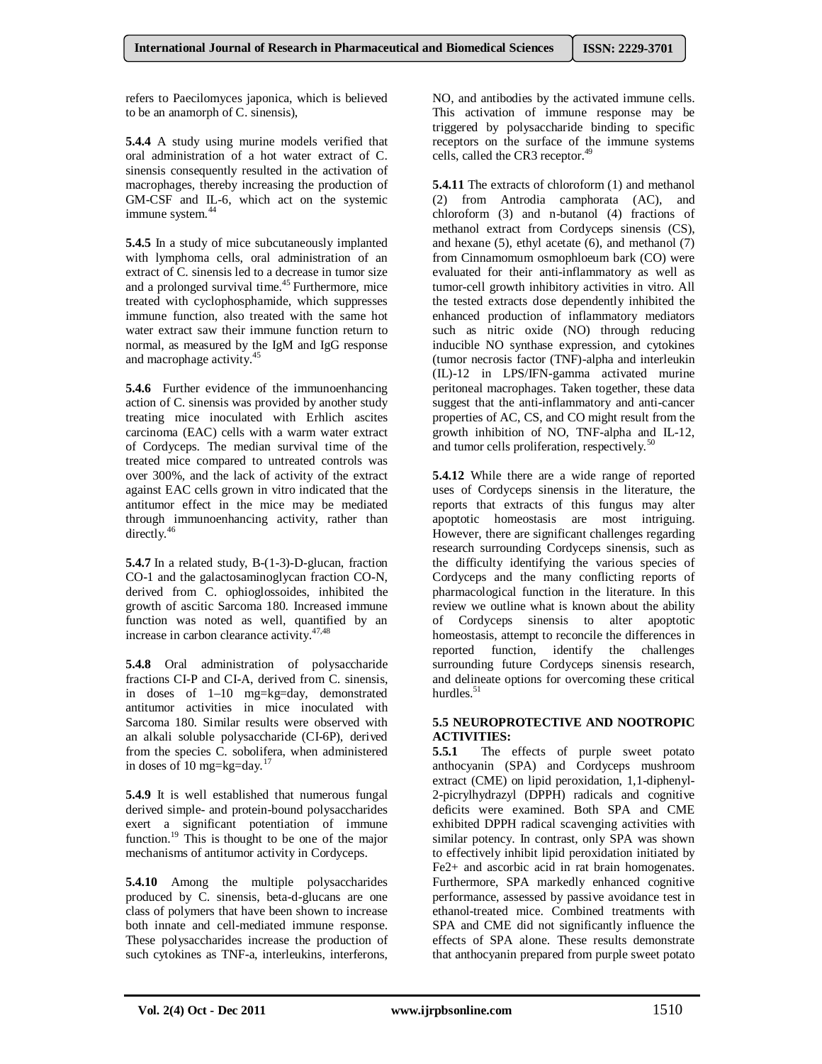refers to Paecilomyces japonica, which is believed to be an anamorph of C. sinensis),

**5.4.4** A study using murine models verified that oral administration of a hot water extract of C. sinensis consequently resulted in the activation of macrophages, thereby increasing the production of GM-CSF and IL-6, which act on the systemic immune system.[44]

**5.4.5** In a study of mice subcutaneously implanted with lymphoma cells, oral administration of an extract of C. sinensis led to a decrease in tumor size and a prolonged survival time.[45] Furthermore, mice treated with cyclophosphamide, which suppresses immune function, also treated with the same hot water extract saw their immune function return to normal, as measured by the IgM and IgG response and macrophage activity.[45]

**5.4.6** Further evidence of the immunoenhancing action of C. sinensis was provided by another study treating mice inoculated with Erhlich ascites carcinoma (EAC) cells with a warm water extract of Cordyceps. The median survival time of the treated mice compared to untreated controls was over 300%, and the lack of activity of the extract against EAC cells grown in vitro indicated that the antitumor effect in the mice may be mediated through immunoenhancing activity, rather than directly.[46]

**5.4.7** In a related study, B-(1-3)-D-glucan, fraction CO-1 and the galactosaminoglycan fraction CO-N, derived from C. ophioglossoides, inhibited the growth of ascitic Sarcoma 180. Increased immune function was noted as well, quantified by an increase in carbon clearance activity.[47,48]

**5.4.8** Oral administration of polysaccharide fractions CI-P and CI-A, derived from C. sinensis, in doses of 1–10 mg=kg=day, demonstrated antitumor activities in mice inoculated with Sarcoma 180. Similar results were observed with an alkali soluble polysaccharide (CI-6P), derived from the species C. sobolifera, when administered in doses of 10 mg=kg=day.[17]

**5.4.9** It is well established that numerous fungal derived simple- and protein-bound polysaccharides exert a significant potentiation of immune function.[19] This is thought to be one of the major mechanisms of antitumor activity in Cordyceps.

**5.4.10** Among the multiple polysaccharides produced by C. sinensis, beta-d-glucans are one class of polymers that have been shown to increase both innate and cell-mediated immune response. These polysaccharides increase the production of such cytokines as TNF-a, interleukins, interferons, NO, and antibodies by the activated immune cells. This activation of immune response may be triggered by polysaccharide binding to specific receptors on the surface of the immune systems cells, called the CR3 receptor.[49]

**5.4.11** The extracts of chloroform (1) and methanol (2) from Antrodia camphorata (AC), and chloroform (3) and n-butanol (4) fractions of methanol extract from Cordyceps sinensis (CS), and hexane (5), ethyl acetate (6), and methanol (7) from Cinnamomum osmophloeum bark (CO) were evaluated for their anti-inflammatory as well as tumor-cell growth inhibitory activities in vitro. All the tested extracts dose dependently inhibited the enhanced production of inflammatory mediators such as nitric oxide (NO) through reducing inducible NO synthase expression, and cytokines (tumor necrosis factor (TNF)-alpha and interleukin (IL)-12 in LPS/IFN-gamma activated murine peritoneal macrophages. Taken together, these data suggest that the anti-inflammatory and anti-cancer properties of AC, CS, and CO might result from the growth inhibition of NO, TNF-alpha and IL-12, and tumor cells proliferation, respectively.[50]

**5.4.12** While there are a wide range of reported uses of Cordyceps sinensis in the literature, the reports that extracts of this fungus may alter apoptotic homeostasis are most intriguing. However, there are significant challenges regarding research surrounding Cordyceps sinensis, such as the difficulty identifying the various species of Cordyceps and the many conflicting reports of pharmacological function in the literature. In this review we outline what is known about the ability of Cordyceps sinensis to alter apoptotic homeostasis, attempt to reconcile the differences in reported function, identify the challenges surrounding future Cordyceps sinensis research, and delineate options for overcoming these critical hurdles.[51]

### 5.5 NEUROPROTECTIVE AND NOOTROPIC ACTIVITIES:

**5.5.1** The effects of purple sweet potato anthocyanin (SPA) and Cordyceps mushroom extract (CME) on lipid peroxidation, 1,1-diphenyl-2-picrylhydrazyl (DPPH) radicals and cognitive deficits were examined. Both SPA and CME exhibited DPPH radical scavenging activities with similar potency. In contrast, only SPA was shown to effectively inhibit lipid peroxidation initiated by $Fe^{2+}$ and ascorbic acid in rat brain homogenates. Furthermore, SPA markedly enhanced cognitive performance, assessed by passive avoidance test in ethanol-treated mice. Combined treatments with SPA and CME did not significantly influence the effects of SPA alone. These results demonstrate that anthocyanin prepared from purple sweet potato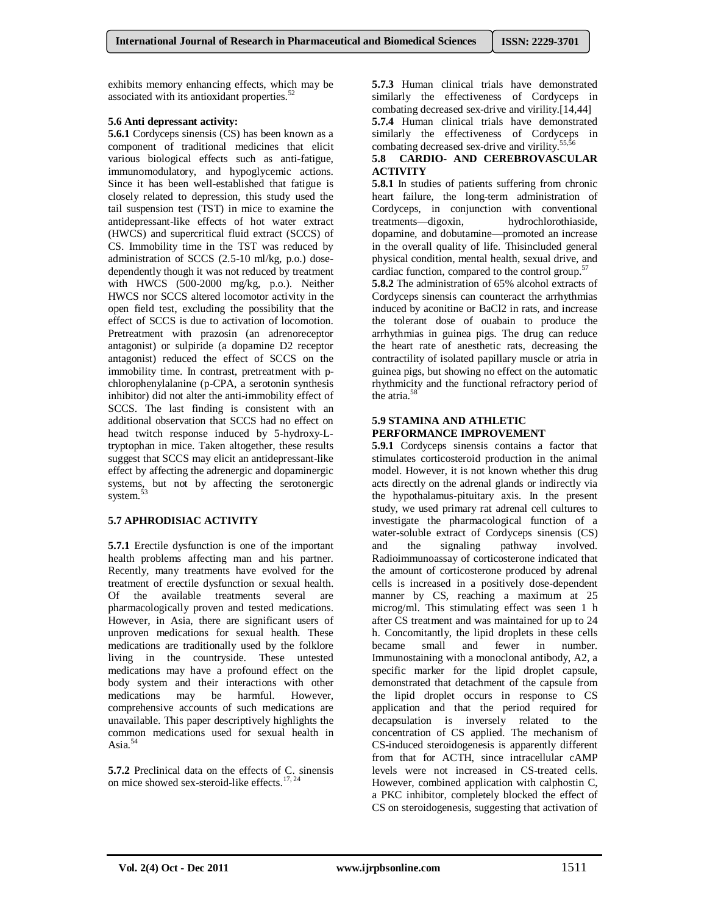exhibits memory enhancing effects, which may be associated with its antioxidant properties.[52]

### 5.6 Anti depressant activity:

**5.6.1** Cordyceps sinensis (CS) has been known as a component of traditional medicines that elicit various biological effects such as anti-fatigue, immunomodulatory, and hypoglycemic actions. Since it has been well-established that fatigue is closely related to depression, this study used the tail suspension test (TST) in mice to examine the antidepressant-like effects of hot water extract (HWCS) and supercritical fluid extract (SCCS) of CS. Immobility time in the TST was reduced by administration of SCCS (2.5-10 ml/kg, p.o.) dose-dependently though it was not reduced by treatment with HWCS (500-2000 mg/kg, p.o.). Neither HWCS nor SCCS altered locomotor activity in the open field test, excluding the possibility that the effect of SCCS is due to activation of locomotion. Pretreatment with prazosin (an adrenoreceptor antagonist) or sulpiride (a dopamine D2 receptor antagonist) reduced the effect of SCCS on the immobility time. In contrast, pretreatment with p-chlorophenylalanine (p-CPA, a serotonin synthesis inhibitor) did not alter the anti-immobility effect of SCCS. The last finding is consistent with an additional observation that SCCS had no effect on head twitch response induced by 5-hydroxy-L-tryptophan in mice. Taken altogether, these results suggest that SCCS may elicit an antidepressant-like effect by affecting the adrenergic and dopaminergic systems, but not by affecting the serotonergic system.[53]

### 5.7 APHRODISIAC ACTIVITY

**5.7.1** Erectile dysfunction is one of the important health problems affecting man and his partner. Recently, many treatments have evolved for the treatment of erectile dysfunction or sexual health. Of the available treatments several are pharmacologically proven and tested medications. However, in Asia, there are significant users of unproven medications for sexual health. These medications are traditionally used by the folklore living in the countryside. These untested medications may have a profound effect on the body system and their interactions with other medications may be harmful. However, comprehensive accounts of such medications are unavailable. This paper descriptively highlights the common medications used for sexual health in Asia.[54]

**5.7.2** Preclinical data on the effects of C. sinensis on mice showed sex-steroid-like effects.[17, 24]

**5.7.3** Human clinical trials have demonstrated similarly the effectiveness of Cordyceps in combating decreased sex-drive and virility.[14,44]

**5.7.4** Human clinical trials have demonstrated similarly the effectiveness of Cordyceps in combating decreased sex-drive and virility.[55,56]

### 5.8 CARDIO- AND CEREBROVASCULAR ACTIVITY

**5.8.1** In studies of patients suffering from chronic heart failure, the long-term administration of Cordyceps, in conjunction with conventional treatments—digoxin, hydrochlorothiaside, dopamine, and dobutamine—promoted an increase in the overall quality of life. Thisincluded general physical condition, mental health, sexual drive, and cardiac function, compared to the control group.[57]

**5.8.2** The administration of 65% alcohol extracts of Cordyceps sinensis can counteract the arrhythmias induced by aconitine or $BaCl_2$ in rats, and increase the tolerant dose of ouabain to produce the arrhythmias in guinea pigs. The drug can reduce the heart rate of anesthetic rats, decreasing the contractility of isolated papillary muscle or atria in guinea pigs, but showing no effect on the automatic rhythmicity and the functional refractory period of the atria.[58]

### 5.9 STAMINA AND ATHLETIC PERFORMANCE IMPROVEMENT

**5.9.1** Cordyceps sinensis contains a factor that stimulates corticosteroid production in the animal model. However, it is not known whether this drug acts directly on the adrenal glands or indirectly via the hypothalamus-pituitary axis. In the present study, we used primary rat adrenal cell cultures to investigate the pharmacological function of a water-soluble extract of Cordyceps sinensis (CS) and the signaling pathway involved. Radioimmunoassay of corticosterone indicated that the amount of corticosterone produced by adrenal cells is increased in a positively dose-dependent manner by CS, reaching a maximum at 25 microg/ml. This stimulating effect was seen 1 h after CS treatment and was maintained for up to 24 h. Concomitantly, the lipid droplets in these cells became small and fewer in number. Immunostaining with a monoclonal antibody, A2, a specific marker for the lipid droplet capsule, demonstrated that detachment of the capsule from the lipid droplet occurs in response to CS application and that the period required for decapsulation is inversely related to the concentration of CS applied. The mechanism of CS-induced steroidogenesis is apparently different from that for ACTH, since intracellular cAMP levels were not increased in CS-treated cells. However, combined application with calphostin C, a PKC inhibitor, completely blocked the effect of CS on steroidogenesis, suggesting that activation of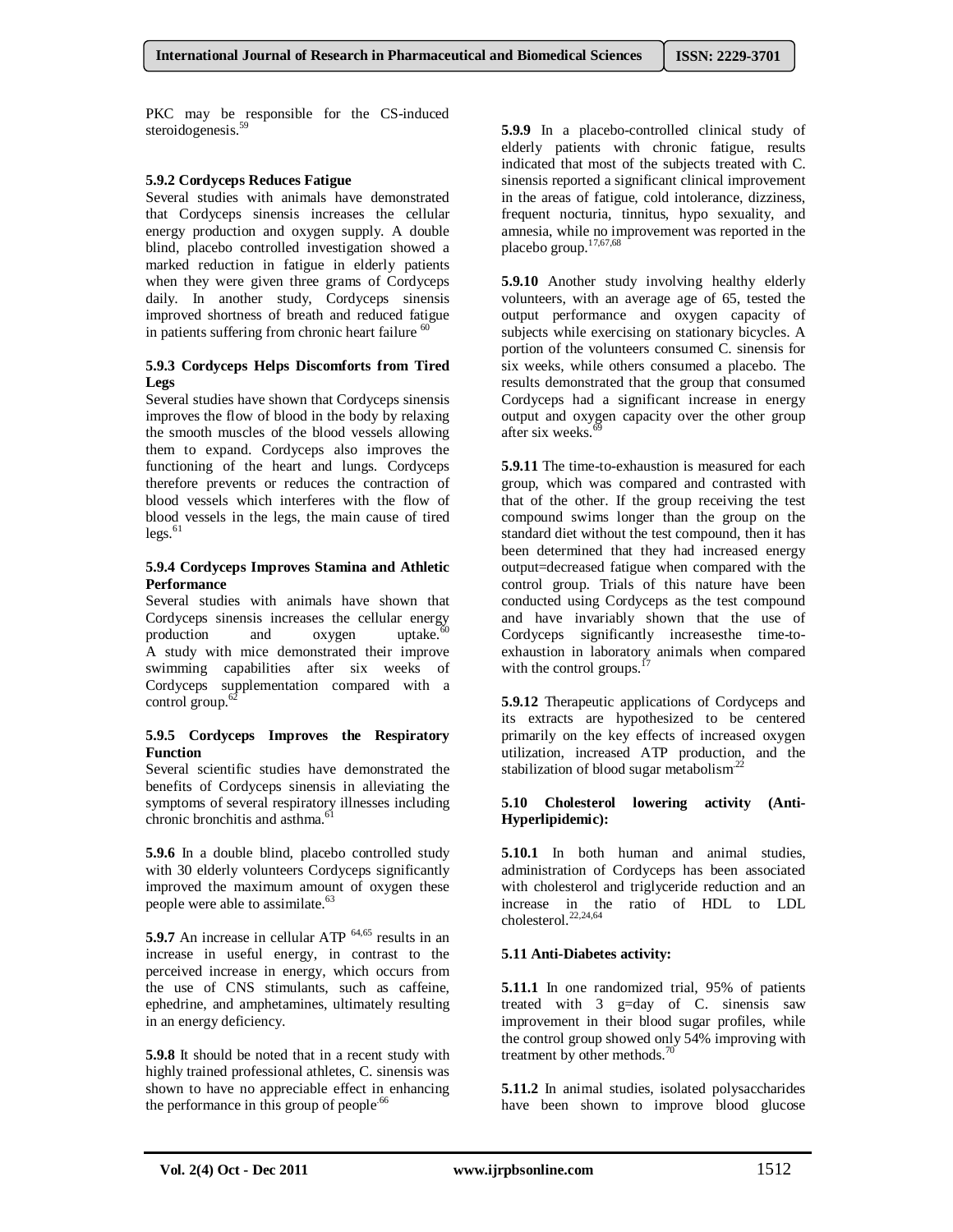PKC may be responsible for the CS-induced steroidogenesis.[59]

#### 5.9.2 Cordyceps Reduces Fatigue

Several studies with animals have demonstrated that Cordyceps sinensis increases the cellular energy production and oxygen supply. A double blind, placebo controlled investigation showed a marked reduction in fatigue in elderly patients when they were given three grams of Cordyceps daily. In another study, Cordyceps sinensis improved shortness of breath and reduced fatigue in patients suffering from chronic heart failure [60]

#### 5.9.3 Cordyceps Helps Discomforts from Tired Legs

Several studies have shown that Cordyceps sinensis improves the flow of blood in the body by relaxing the smooth muscles of the blood vessels allowing them to expand. Cordyceps also improves the functioning of the heart and lungs. Cordyceps therefore prevents or reduces the contraction of blood vessels which interferes with the flow of blood vessels in the legs, the main cause of tired legs.[61]

#### 5.9.4 Cordyceps Improves Stamina and Athletic Performance

Several studies with animals have shown that Cordyceps sinensis increases the cellular energy production and oxygen uptake.[60] A study with mice demonstrated their improve swimming capabilities after six weeks of Cordyceps supplementation compared with a control group.[62]

#### 5.9.5 Cordyceps Improves the Respiratory Function

Several scientific studies have demonstrated the benefits of Cordyceps sinensis in alleviating the symptoms of several respiratory illnesses including chronic bronchitis and asthma.[61]

**5.9.6** In a double blind, placebo controlled study with 30 elderly volunteers Cordyceps significantly improved the maximum amount of oxygen these people were able to assimilate.[63]

**5.9.7** An increase in cellular ATP [64,65] results in an increase in useful energy, in contrast to the perceived increase in energy, which occurs from the use of CNS stimulants, such as caffeine, ephedrine, and amphetamines, ultimately resulting in an energy deficiency.

**5.9.8** It should be noted that in a recent study with highly trained professional athletes, C. sinensis was shown to have no appreciable effect in enhancing the performance in this group of people[66]

**5.9.9** In a placebo-controlled clinical study of elderly patients with chronic fatigue, results indicated that most of the subjects treated with C. sinensis reported a significant clinical improvement in the areas of fatigue, cold intolerance, dizziness, frequent nocturia, tinnitus, hypo sexuality, and amnesia, while no improvement was reported in the placebo group.[17,67,68]

**5.9.10** Another study involving healthy elderly volunteers, with an average age of 65, tested the output performance and oxygen capacity of subjects while exercising on stationary bicycles. A portion of the volunteers consumed C. sinensis for six weeks, while others consumed a placebo. The results demonstrated that the group that consumed Cordyceps had a significant increase in energy output and oxygen capacity over the other group after six weeks.[69]

**5.9.11** The time-to-exhaustion is measured for each group, which was compared and contrasted with that of the other. If the group receiving the test compound swims longer than the group on the standard diet without the test compound, then it has been determined that they had increased energy output=decreased fatigue when compared with the control group. Trials of this nature have been conducted using Cordyceps as the test compound and have invariably shown that the use of Cordyceps significantly increasesthe time-to-exhaustion in laboratory animals when compared with the control groups.[17]

**5.9.12** Therapeutic applications of Cordyceps and its extracts are hypothesized to be centered primarily on the key effects of increased oxygen utilization, increased ATP production, and the stabilization of blood sugar metabolism[22]

### 5.10 Cholesterol lowering activity (Anti-Hyperlipidemic):

**5.10.1** In both human and animal studies, administration of Cordyceps has been associated with cholesterol and triglyceride reduction and an increase in the ratio of HDL to LDL cholesterol.[22,24,64]

### 5.11 Anti-Diabetes activity:

**5.11.1** In one randomized trial, 95% of patients treated with 3 g=day of C. sinensis saw improvement in their blood sugar profiles, while the control group showed only 54% improving with treatment by other methods.[70]

**5.11.2** In animal studies, isolated polysaccharides have been shown to improve blood glucose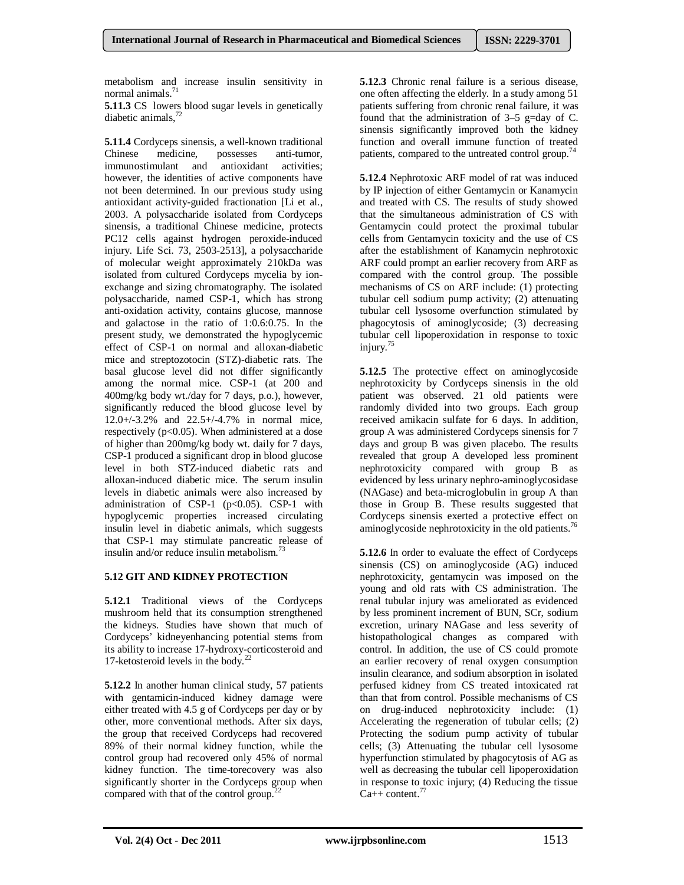metabolism and increase insulin sensitivity in normal animals.[71]

**5.11.3** CS lowers blood sugar levels in genetically diabetic animals,[72]

**5.11.4** Cordyceps sinensis, a well-known traditional Chinese medicine, possesses anti-tumor, immunostimulant and antioxidant activities; however, the identities of active components have not been determined. In our previous study using antioxidant activity-guided fractionation [Li et al., 2003. A polysaccharide isolated from Cordyceps sinensis, a traditional Chinese medicine, protects PC12 cells against hydrogen peroxide-induced injury. Life Sci. 73, 2503-2513], a polysaccharide of molecular weight approximately 210kDa was isolated from cultured Cordyceps mycelia by ion-exchange and sizing chromatography. The isolated polysaccharide, named CSP-1, which has strong anti-oxidation activity, contains glucose, mannose and galactose in the ratio of 1:0.6:0.75. In the present study, we demonstrated the hypoglycemic effect of CSP-1 on normal and alloxan-diabetic mice and streptozotocin (STZ)-diabetic rats. The basal glucose level did not differ significantly among the normal mice. CSP-1 (at 200 and 400mg/kg body wt./day for 7 days, p.o.), however, significantly reduced the blood glucose level by 12.0+/-3.2% and 22.5+/-4.7% in normal mice, respectively ($p<0.05$). When administered at a dose of higher than 200mg/kg body wt. daily for 7 days, CSP-1 produced a significant drop in blood glucose level in both STZ-induced diabetic rats and alloxan-induced diabetic mice. The serum insulin levels in diabetic animals were also increased by administration of CSP-1 ($p<0.05$). CSP-1 with hypoglycemic properties increased circulating insulin level in diabetic animals, which suggests that CSP-1 may stimulate pancreatic release of insulin and/or reduce insulin metabolism.[73]

### 5.12 GIT AND KIDNEY PROTECTION

**5.12.1** Traditional views of the Cordyceps mushroom held that its consumption strengthened the kidneys. Studies have shown that much of Cordyceps' kidneyenhancing potential stems from its ability to increase 17-hydroxy-corticosteroid and 17-ketosteroid levels in the body.[22]

**5.12.2** In another human clinical study, 57 patients with gentamicin-induced kidney damage were either treated with 4.5 g of Cordyceps per day or by other, more conventional methods. After six days, the group that received Cordyceps had recovered 89% of their normal kidney function, while the control group had recovered only 45% of normal kidney function. The time-torecovery was also significantly shorter in the Cordyceps group when compared with that of the control group.[22]

**5.12.3** Chronic renal failure is a serious disease, one often affecting the elderly. In a study among 51 patients suffering from chronic renal failure, it was found that the administration of 3–5 g=day of C. sinensis significantly improved both the kidney function and overall immune function of treated patients, compared to the untreated control group.[74]

**5.12.4** Nephrotoxic ARF model of rat was induced by IP injection of either Gentamycin or Kanamycin and treated with CS. The results of study showed that the simultaneous administration of CS with Gentamycin could protect the proximal tubular cells from Gentamycin toxicity and the use of CS after the establishment of Kanamycin nephrotoxic ARF could prompt an earlier recovery from ARF as compared with the control group. The possible mechanisms of CS on ARF include: (1) protecting tubular cell sodium pump activity; (2) attenuating tubular cell lysosome overfunction stimulated by phagocytosis of aminoglycoside; (3) decreasing tubular cell lipoperoxidation in response to toxic injury.[75]

**5.12.5** The protective effect on aminoglycoside nephrotoxicity by Cordyceps sinensis in the old patient was observed. 21 old patients were randomly divided into two groups. Each group received amikacin sulfate for 6 days. In addition, group A was administered Cordyceps sinensis for 7 days and group B was given placebo. The results revealed that group A developed less prominent nephrotoxicity compared with group B as evidenced by less urinary nephro-aminoglycosidase (NAGase) and beta-microglobulin in group A than those in Group B. These results suggested that Cordyceps sinensis exerted a protective effect on aminoglycoside nephrotoxicity in the old patients.[76]

**5.12.6** In order to evaluate the effect of Cordyceps sinensis (CS) on aminoglycoside (AG) induced nephrotoxicity, gentamycin was imposed on the young and old rats with CS administration. The renal tubular injury was ameliorated as evidenced by less prominent increment of BUN, SCr, sodium excretion, urinary NAGase and less severity of histopathological changes as compared with control. In addition, the use of CS could promote an earlier recovery of renal oxygen consumption insulin clearance, and sodium absorption in isolated perfused kidney from CS treated intoxicated rat than that from control. Possible mechanisms of CS on drug-induced nephrotoxicity include: (1) Accelerating the regeneration of tubular cells; (2) Protecting the sodium pump activity of tubular cells; (3) Attenuating the tubular cell lysosome hyperfunction stimulated by phagocytosis of AG as well as decreasing the tubular cell lipoperoxidation in response to toxic injury; (4) Reducing the tissue $Ca^{++}$ content.[77]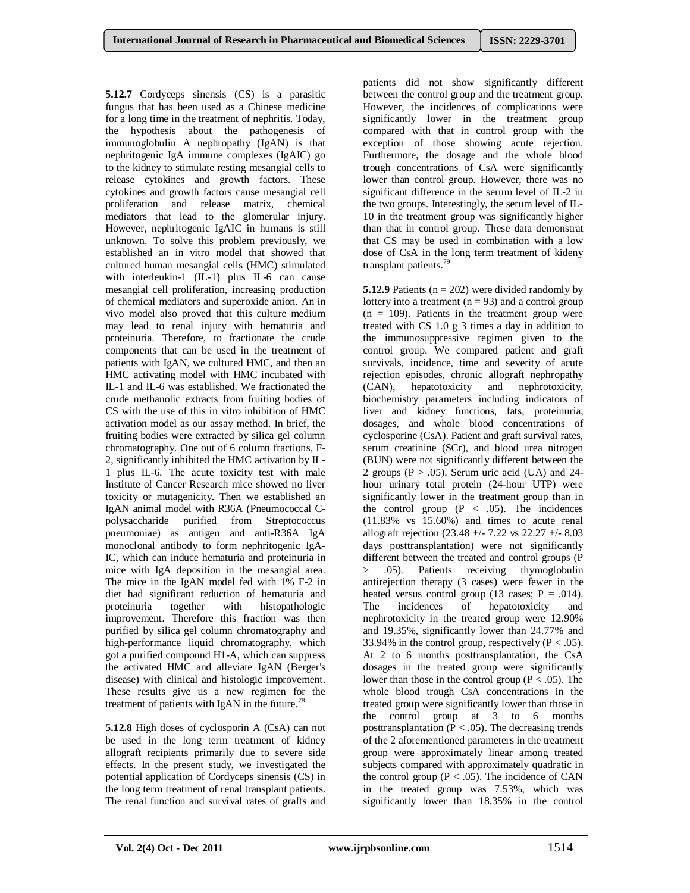**5.12.7** Cordyceps sinensis (CS) is a parasitic fungus that has been used as a Chinese medicine for a long time in the treatment of nephritis. Today, the hypothesis about the pathogenesis of immunoglobulin A nephropathy (IgAN) is that nephritogenic IgA immune complexes (IgAIC) go to the kidney to stimulate resting mesangial cells to release cytokines and growth factors. These cytokines and growth factors cause mesangial cell proliferation and release matrix, chemical mediators that lead to the glomerular injury. However, nephritogenic IgAIC in humans is still unknown. To solve this problem previously, we established an in vitro model that showed that cultured human mesangial cells (HMC) stimulated with interleukin-1 (IL-1) plus IL-6 can cause mesangial cell proliferation, increasing production of chemical mediators and superoxide anion. An in vivo model also proved that this culture medium may lead to renal injury with hematuria and proteinuria. Therefore, to fractionate the crude components that can be used in the treatment of patients with IgAN, we cultured HMC, and then an HMC activating model with HMC incubated with IL-1 and IL-6 was established. We fractionated the crude methanolic extracts from fruiting bodies of CS with the use of this in vitro inhibition of HMC activation model as our assay method. In brief, the fruiting bodies were extracted by silica gel column chromatography. One out of 6 column fractions, F-2, significantly inhibited the HMC activation by IL-1 plus IL-6. The acute toxicity test with male Institute of Cancer Research mice showed no liver toxicity or mutagenicity. Then we established an IgAN animal model with R36A (Pneumococcal C-polysaccharide purified from Streptococcus pneumoniae) as antigen and anti-R36A IgA monoclonal antibody to form nephritogenic IgA-IC, which can induce hematuria and proteinuria in mice with IgA deposition in the mesangial area. The mice in the IgAN model fed with 1% F-2 in diet had significant reduction of hematuria and proteinuria together with histopathologic improvement. Therefore this fraction was then purified by silica gel column chromatography and high-performance liquid chromatography, which got a purified compound H1-A, which can suppress the activated HMC and alleviate IgAN (Berger's disease) with clinical and histologic improvement. These results give us a new regimen for the treatment of patients with IgAN in the future.[78]

**5.12.8** High doses of cyclosporin A (CsA) can not be used in the long term treatment of kidney allograft recipients primarily due to severe side effects. In the present study, we investigated the potential application of Cordyceps sinensis (CS) in the long term treatment of renal transplant patients. The renal function and survival rates of grafts and patients did not show significantly different between the control group and the treatment group. However, the incidences of complications were significantly lower in the treatment group compared with that in control group with the exception of those showing acute rejection. Furthermore, the dosage and the whole blood trough concentrations of CsA were significantly lower than control group. However, there was no significant difference in the serum level of IL-2 in the two groups. Interestingly, the serum level of IL-10 in the treatment group was significantly higher than that in control group. These data demonstrat that CS may be used in combination with a low dose of CsA in the long term treatment of kideny transplant patients.[79]

**5.12.9** Patients ($n = 202$) were divided randomly by lottery into a treatment ($n = 93$) and a control group ($n = 109$). Patients in the treatment group were treated with CS 1.0 g 3 times a day in addition to the immunosuppressive regimen given to the control group. We compared patient and graft survivals, incidence, time and severity of acute rejection episodes, chronic allograft nephropathy (CAN), hepatotoxicity and nephrotoxicity, biochemistry parameters including indicators of liver and kidney functions, fats, proteinuria, dosages, and whole blood concentrations of cyclosporine (CsA). Patient and graft survival rates, serum creatinine (SCr), and blood urea nitrogen (BUN) were not significantly different between the 2 groups ($P > .05$). Serum uric acid (UA) and 24-hour urinary total protein (24-hour UTP) were significantly lower in the treatment group than in the control group ($P < .05$). The incidences (11.83% vs 15.60%) and times to acute renal allograft rejection (23.48 +/- 7.22 vs 22.27 +/- 8.03 days posttransplantation) were not significantly different between the treated and control groups ($P > .05$). Patients receiving thymoglobulin antirejection therapy (3 cases) were fewer in the heated versus control group (13 cases; $P = .014$). The incidences of hepatotoxicity and nephrotoxicity in the treated group were 12.90% and 19.35%, significantly lower than 24.77% and 33.94% in the control group, respectively ($P < .05$). At 2 to 6 months posttransplantation, the CsA dosages in the treated group were significantly lower than those in the control group ($P < .05$). The whole blood trough CsA concentrations in the treated group were significantly lower than those in the control group at 3 to 6 months posttransplantation ($P < .05$). The decreasing trends of the 2 aforementioned parameters in the treatment group were approximately linear among treated subjects compared with approximately quadratic in the control group ($P < .05$). The incidence of CAN in the treated group was 7.53%, which was significantly lower than 18.35% in the control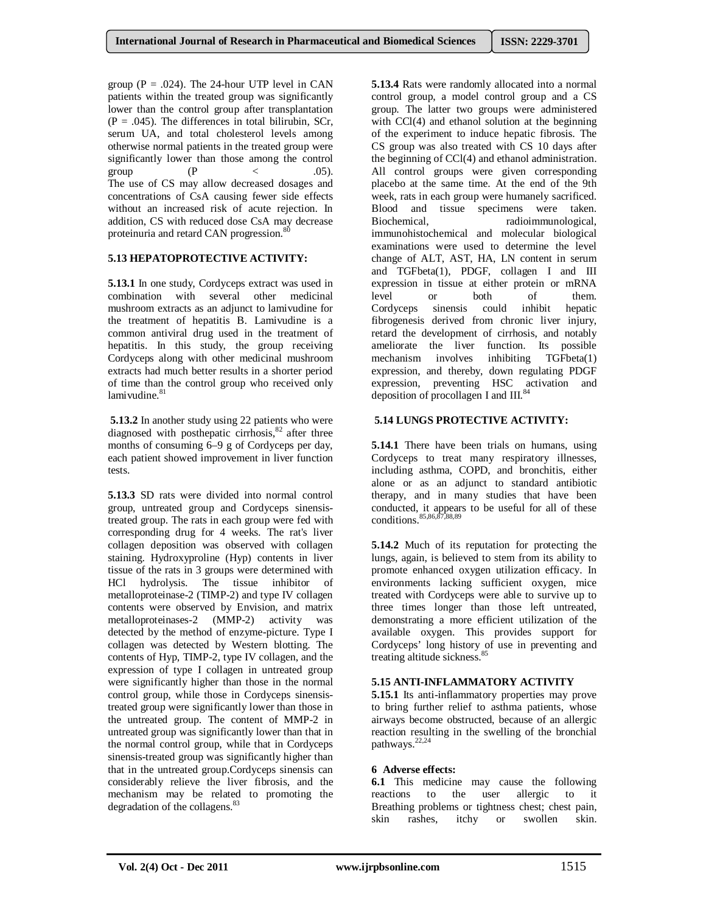group (P = .024). The 24-hour UTP level in CAN patients within the treated group was significantly lower than the control group after transplantation (P = .045). The differences in total bilirubin, SCr, serum UA, and total cholesterol levels among otherwise normal patients in the treated group were significantly lower than those among the control group (P < .05). The use of CS may allow decreased dosages and concentrations of CsA causing fewer side effects without an increased risk of acute rejection. In addition, CS with reduced dose CsA may decrease proteinuria and retard CAN progression.[80]

### 5.13 HEPATOPROTECTIVE ACTIVITY:

**5.13.1** In one study, Cordyceps extract was used in combination with several other medicinal mushroom extracts as an adjunct to lamivudine for the treatment of hepatitis B. Lamivudine is a common antiviral drug used in the treatment of hepatitis. In this study, the group receiving Cordyceps along with other medicinal mushroom extracts had much better results in a shorter period of time than the control group who received only lamivudine.[81]

**5.13.2** In another study using 22 patients who were diagnosed with posthepatic cirrhosis,[82] after three months of consuming 6–9 g of Cordyceps per day, each patient showed improvement in liver function tests.

**5.13.3** SD rats were divided into normal control group, untreated group and Cordyceps sinensis-treated group. The rats in each group were fed with corresponding drug for 4 weeks. The rat's liver collagen deposition was observed with collagen staining. Hydroxyproline (Hyp) contents in liver tissue of the rats in 3 groups were determined with HCl hydrolysis. The tissue inhibitor of metalloproteinase-2 (TIMP-2) and type IV collagen contents were observed by Envision, and matrix metalloproteinases-2 (MMP-2) activity was detected by the method of enzyme-picture. Type I collagen was detected by Western blotting. The contents of Hyp, TIMP-2, type IV collagen, and the expression of type I collagen in untreated group were significantly higher than those in the normal control group, while those in Cordyceps sinensis-treated group were significantly lower than those in the untreated group. The content of MMP-2 in untreated group was significantly lower than that in the normal control group, while that in Cordyceps sinensis-treated group was significantly higher than that in the untreated group.Cordyceps sinensis can considerably relieve the liver fibrosis, and the mechanism may be related to promoting the degradation of the collagens.[83]

**5.13.4** Rats were randomly allocated into a normal control group, a model control group and a CS group. The latter two groups were administered with CCl(4) and ethanol solution at the beginning of the experiment to induce hepatic fibrosis. The CS group was also treated with CS 10 days after the beginning of CCl(4) and ethanol administration. All control groups were given corresponding placebo at the same time. At the end of the 9th week, rats in each group were humanely sacrificed. Blood and tissue specimens were taken. Biochemical, radioimmunological, immunohistochemical and molecular biological examinations were used to determine the level change of ALT, AST, HA, LN content in serum and TGFbeta(1), PDGF, collagen I and III expression in tissue at either protein or mRNA level or both of them. Cordyceps sinensis could inhibit hepatic fibrogenesis derived from chronic liver injury, retard the development of cirrhosis, and notably ameliorate the liver function. Its possible mechanism involves inhibiting TGFbeta(1) expression, and thereby, down regulating PDGF expression, preventing HSC activation and deposition of procollagen I and III.[84]

### 5.14 LUNGS PROTECTIVE ACTIVITY:

**5.14.1** There have been trials on humans, using Cordyceps to treat many respiratory illnesses, including asthma, COPD, and bronchitis, either alone or as an adjunct to standard antibiotic therapy, and in many studies that have been conducted, it appears to be useful for all of these conditions.[85,86,87,88,89]

**5.14.2** Much of its reputation for protecting the lungs, again, is believed to stem from its ability to promote enhanced oxygen utilization efficacy. In environments lacking sufficient oxygen, mice treated with Cordyceps were able to survive up to three times longer than those left untreated, demonstrating a more efficient utilization of the available oxygen. This provides support for Cordyceps' long history of use in preventing and treating altitude sickness.[85]

### 5.15 ANTI-INFLAMMATORY ACTIVITY

**5.15.1** Its anti-inflammatory properties may prove to bring further relief to asthma patients, whose airways become obstructed, because of an allergic reaction resulting in the swelling of the bronchial pathways.[22,24]

## 6 Adverse effects:

**6.1** This medicine may cause the following reactions to the user allergic to it Breathing problems or tightness chest; chest pain, skin rashes, itchy or swollen skin.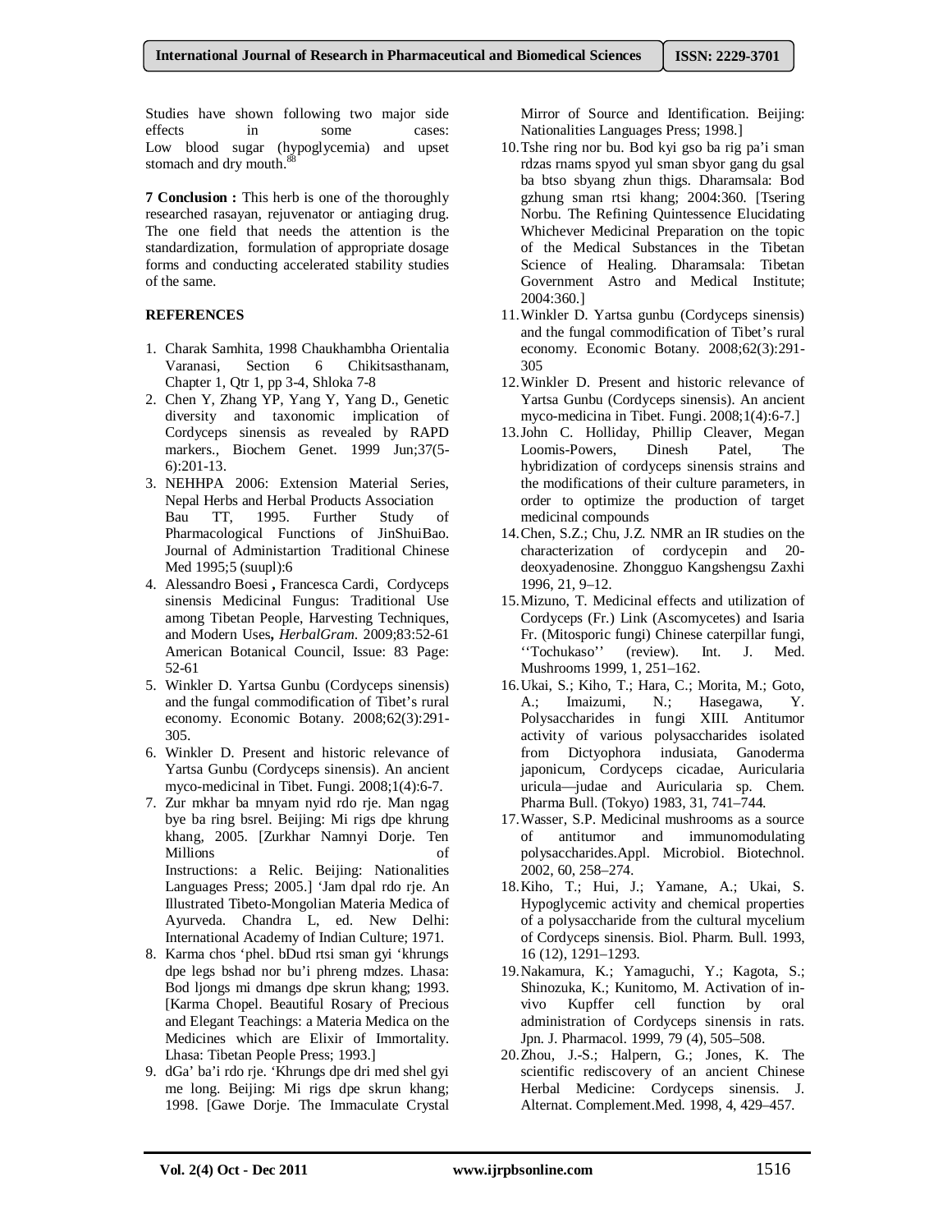Studies have shown following two major side effects in some cases:
Low blood sugar (hypoglycemia) and upset stomach and dry mouth.[88]

**7 Conclusion :** This herb is one of the thoroughly researched rasayan, rejuvenator or antiaging drug. The one field that needs the attention is the standardization, formulation of appropriate dosage forms and conducting accelerated stability studies of the same.

## REFERENCES

1. Charak Samhita, 1998 Chaukhambha Orientalia Varanasi, Section 6 Chikitsasthanam, Chapter 1, Qtr 1, pp 3-4, Shloka 7-8
2. Chen Y, Zhang YP, Yang Y, Yang D., Genetic diversity and taxonomic implication of Cordyceps sinensis as revealed by RAPD markers., Biochem Genet. 1999 Jun;37(5-6):201-13.
3. NEHHPA 2006: Extension Material Series, Nepal Herbs and Herbal Products Association
   Bau TT, 1995. Further Study of Pharmacological Functions of JinShuiBao. Journal of Administartion Traditional Chinese Med 1995;5 (suupl):6
4. Alessandro Boesi **,** Francesca Cardi, Cordyceps sinensis Medicinal Fungus: Traditional Use among Tibetan People, Harvesting Techniques, and Modern Uses**,** *HerbalGram*. 2009;83:52-61 American Botanical Council, Issue: 83 Page: 52-61
5. Winkler D. Yartsa Gunbu (Cordyceps sinensis) and the fungal commodification of Tibet's rural economy. Economic Botany. 2008;62(3):291-305.
6. Winkler D. Present and historic relevance of Yartsa Gunbu (Cordyceps sinensis). An ancient myco-medicinal in Tibet. Fungi. 2008;1(4):6-7.
7. Zur mkhar ba mnyam nyid rdo rje. Man ngag bye ba ring bsrel. Beijing: Mi rigs dpe khrung khang, 2005. [Zurkhar Namnyi Dorje. Ten Millions of Instructions: a Relic. Beijing: Nationalities Languages Press; 2005.] 'Jam dpal rdo rje. An Illustrated Tibeto-Mongolian Materia Medica of Ayurveda. Chandra L, ed. New Delhi: International Academy of Indian Culture; 1971.
8. Karma chos 'phel. bDud rtsi sman gyi 'khrungs dpe legs bshad nor bu'i phreng mdzes. Lhasa: Bod ljongs mi dmangs dpe skrun khang; 1993. [Karma Chopel. Beautiful Rosary of Precious and Elegant Teachings: a Materia Medica on the Medicines which are Elixir of Immortality. Lhasa: Tibetan People Press; 1993.]
9. dGa' ba'i rdo rje. 'Khrungs dpe dri med shel gyi me long. Beijing: Mi rigs dpe skrun khang; 1998. [Gawe Dorje. The Immaculate Crystal Mirror of Source and Identification. Beijing: Nationalities Languages Press; 1998.]
10. Tshe ring nor bu. Bod kyi gso ba rig pa'i sman rdzas rnams spyod yul sman sbyor gang du gsal ba btso sbyang zhun thigs. Dharamsala: Bod gzhung sman rtsi khang; 2004:360. [Tsering Norbu. The Refining Quintessence Elucidating Whichever Medicinal Preparation on the topic of the Medical Substances in the Tibetan Science of Healing. Dharamsala: Tibetan Government Astro and Medical Institute; 2004:360.]
11. Winkler D. Yartsa gunbu (Cordyceps sinensis) and the fungal commodification of Tibet's rural economy. Economic Botany. 2008;62(3):291-305
12. Winkler D. Present and historic relevance of Yartsa Gunbu (Cordyceps sinensis). An ancient myco-medicina in Tibet. Fungi. 2008;1(4):6-7.]
13. John C. Holliday, Phillip Cleaver, Megan Loomis-Powers, Dinesh Patel, The hybridization of cordyceps sinensis strains and the modifications of their culture parameters, in order to optimize the production of target medicinal compounds
14. Chen, S.Z.; Chu, J.Z. NMR an IR studies on the characterization of cordycepin and 20-deoxyadenosine. Zhongguo Kangshengsu Zaxhi 1996, 21, 9–12.
15. Mizuno, T. Medicinal effects and utilization of Cordyceps (Fr.) Link (Ascomycetes) and Isaria Fr. (Mitosporic fungi) Chinese caterpillar fungi, ''Tochukaso'' (review). Int. J. Med. Mushrooms 1999, 1, 251–162.
16. Ukai, S.; Kiho, T.; Hara, C.; Morita, M.; Goto, A.; Imaizumi, N.; Hasegawa, Y. Polysaccharides in fungi XIII. Antitumor activity of various polysaccharides isolated from Dictyophora indusiata, Ganoderma japonicum, Cordyceps cicadae, Auricularia uricula—judae and Auricularia sp. Chem. Pharma Bull. (Tokyo) 1983, 31, 741–744.
17. Wasser, S.P. Medicinal mushrooms as a source of antitumor and immunomodulating polysaccharides.Appl. Microbiol. Biotechnol. 2002, 60, 258–274.
18. Kiho, T.; Hui, J.; Yamane, A.; Ukai, S. Hypoglycemic activity and chemical properties of a polysaccharide from the cultural mycelium of Cordyceps sinensis. Biol. Pharm. Bull. 1993, 16 (12), 1291–1293.
19. Nakamura, K.; Yamaguchi, Y.; Kagota, S.; Shinozuka, K.; Kunitomo, M. Activation of in-vivo Kupffer cell function by oral administration of Cordyceps sinensis in rats. Jpn. J. Pharmacol. 1999, 79 (4), 505–508.
20. Zhou, J.-S.; Halpern, G.; Jones, K. The scientific rediscovery of an ancient Chinese Herbal Medicine: Cordyceps sinensis. J. Alternat. Complement.Med. 1998, 4, 429–457.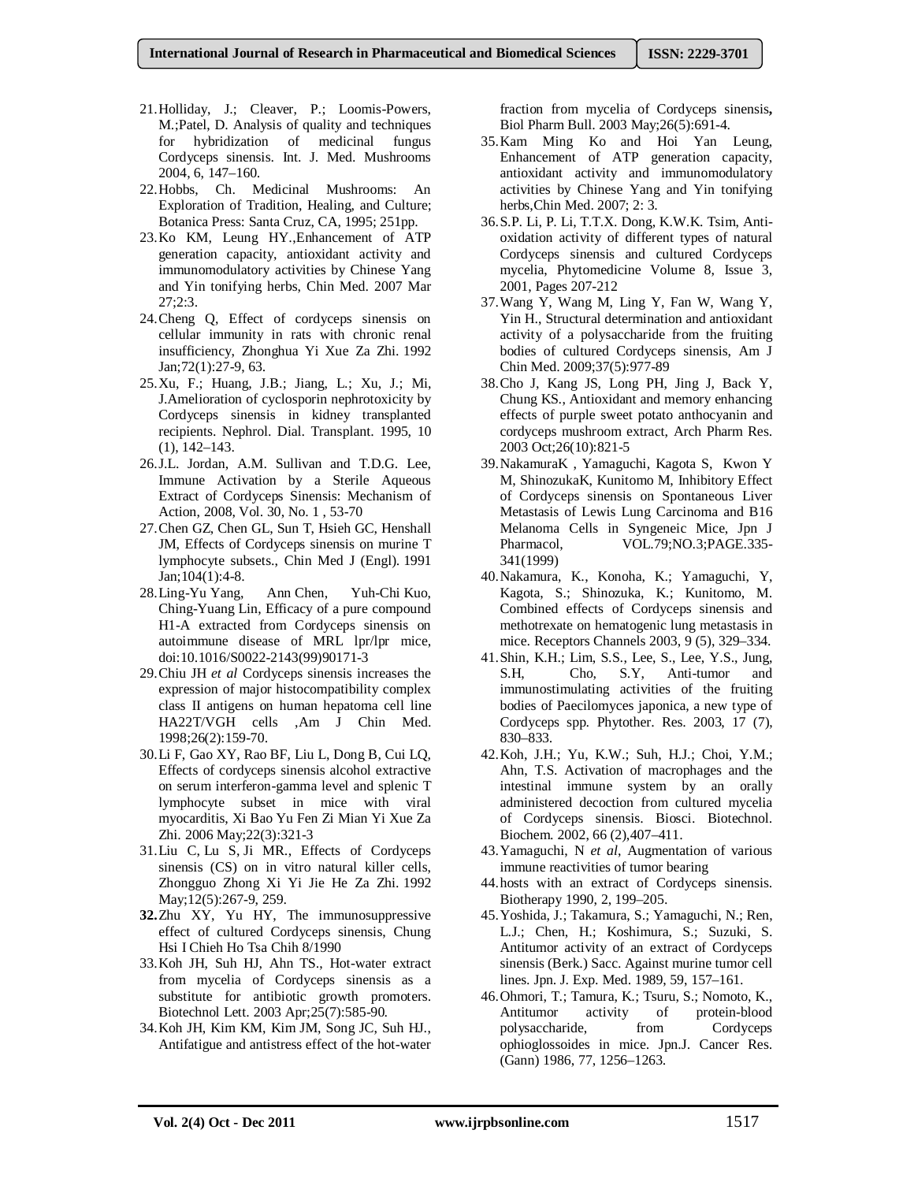21. Holliday, J.; Cleaver, P.; Loomis-Powers, M.;Patel, D. Analysis of quality and techniques for hybridization of medicinal fungus Cordyceps sinensis. Int. J. Med. Mushrooms 2004, 6, 147–160.
22. Hobbs, Ch. Medicinal Mushrooms: An Exploration of Tradition, Healing, and Culture; Botanica Press: Santa Cruz, CA, 1995; 251pp.
23. Ko KM, Leung HY.,Enhancement of ATP generation capacity, antioxidant activity and immunomodulatory activities by Chinese Yang and Yin tonifying herbs, Chin Med. 2007 Mar 27;2:3.
24. Cheng Q, Effect of cordyceps sinensis on cellular immunity in rats with chronic renal insufficiency, Zhonghua Yi Xue Za Zhi. 1992 Jan;72(1):27-9, 63.
25. Xu, F.; Huang, J.B.; Jiang, L.; Xu, J.; Mi, J.Amelioration of cyclosporin nephrotoxicity by Cordyceps sinensis in kidney transplanted recipients. Nephrol. Dial. Transplant. 1995, 10 (1), 142–143.
26. J.L. Jordan, A.M. Sullivan and T.D.G. Lee, Immune Activation by a Sterile Aqueous Extract of Cordyceps Sinensis: Mechanism of Action, 2008, Vol. 30, No. 1 , 53-70
27. Chen GZ, Chen GL, Sun T, Hsieh GC, Henshall JM, Effects of Cordyceps sinensis on murine T lymphocyte subsets., Chin Med J (Engl). 1991 Jan;104(1):4-8.
28. Ling-Yu Yang, Ann Chen, Yuh-Chi Kuo, Ching-Yuang Lin, Efficacy of a pure compound H1-A extracted from Cordyceps sinensis on autoimmune disease of MRL lpr/lpr mice, doi:10.1016/S0022-2143(99)90171-3
29. Chiu JH *et al* Cordyceps sinensis increases the expression of major histocompatibility complex class II antigens on human hepatoma cell line HA22T/VGH cells ,Am J Chin Med. 1998;26(2):159-70.
30. Li F, Gao XY, Rao BF, Liu L, Dong B, Cui LQ, Effects of cordyceps sinensis alcohol extractive on serum interferon-gamma level and splenic T lymphocyte subset in mice with viral myocarditis, Xi Bao Yu Fen Zi Mian Yi Xue Za Zhi. 2006 May;22(3):321-3
31. Liu C, Lu S, Ji MR., Effects of Cordyceps sinensis (CS) on in vitro natural killer cells, Zhongguo Zhong Xi Yi Jie He Za Zhi. 1992 May;12(5):267-9, 259.
32. Zhu XY, Yu HY, The immunosuppressive effect of cultured Cordyceps sinensis, Chung Hsi I Chieh Ho Tsa Chih 8/1990
33. Koh JH, Suh HJ, Ahn TS., Hot-water extract from mycelia of Cordyceps sinensis as a substitute for antibiotic growth promoters. Biotechnol Lett. 2003 Apr;25(7):585-90.
34. Koh JH, Kim KM, Kim JM, Song JC, Suh HJ., Antifatigue and antistress effect of the hot-water fraction from mycelia of Cordyceps sinensis**,** Biol Pharm Bull. 2003 May;26(5):691-4.
35. Kam Ming Ko and Hoi Yan Leung, Enhancement of ATP generation capacity, antioxidant activity and immunomodulatory activities by Chinese Yang and Yin tonifying herbs,Chin Med. 2007; 2: 3.
36. S.P. Li, P. Li, T.T.X. Dong, K.W.K. Tsim, Anti-oxidation activity of different types of natural Cordyceps sinensis and cultured Cordyceps mycelia, Phytomedicine Volume 8, Issue 3, 2001, Pages 207-212
37. Wang Y, Wang M, Ling Y, Fan W, Wang Y, Yin H., Structural determination and antioxidant activity of a polysaccharide from the fruiting bodies of cultured Cordyceps sinensis, Am J Chin Med. 2009;37(5):977-89
38. Cho J, Kang JS, Long PH, Jing J, Back Y, Chung KS., Antioxidant and memory enhancing effects of purple sweet potato anthocyanin and cordyceps mushroom extract, Arch Pharm Res. 2003 Oct;26(10):821-5
39. NakamuraK , Yamaguchi, Kagota S, Kwon Y M, ShinozukaK, Kunitomo M, Inhibitory Effect of Cordyceps sinensis on Spontaneous Liver Metastasis of Lewis Lung Carcinoma and B16 Melanoma Cells in Syngeneic Mice, Jpn J Pharmacol, VOL.79;NO.3;PAGE.335-341(1999)
40. Nakamura, K., Konoha, K.; Yamaguchi, Y, Kagota, S.; Shinozuka, K.; Kunitomo, M. Combined effects of Cordyceps sinensis and methotrexate on hematogenic lung metastasis in mice. Receptors Channels 2003, 9 (5), 329–334.
41. Shin, K.H.; Lim, S.S., Lee, S., Lee, Y.S., Jung, S.H, Cho, S.Y, Anti-tumor and immunostimulating activities of the fruiting bodies of Paecilomyces japonica, a new type of Cordyceps spp. Phytother. Res. 2003, 17 (7), 830–833.
42. Koh, J.H.; Yu, K.W.; Suh, H.J.; Choi, Y.M.; Ahn, T.S. Activation of macrophages and the intestinal immune system by an orally administered decoction from cultured mycelia of Cordyceps sinensis. Biosci. Biotechnol. Biochem. 2002, 66 (2),407–411.
43. Yamaguchi, N *et al*, Augmentation of various immune reactivities of tumor bearing
44. hosts with an extract of Cordyceps sinensis. Biotherapy 1990, 2, 199–205.
45. Yoshida, J.; Takamura, S.; Yamaguchi, N.; Ren, L.J.; Chen, H.; Koshimura, S.; Suzuki, S. Antitumor activity of an extract of Cordyceps sinensis (Berk.) Sacc. Against murine tumor cell lines. Jpn. J. Exp. Med. 1989, 59, 157–161.
46. Ohmori, T.; Tamura, K.; Tsuru, S.; Nomoto, K., Antitumor activity of protein-blood polysaccharide, from Cordyceps ophioglossoides in mice. Jpn.J. Cancer Res. (Gann) 1986, 77, 1256–1263.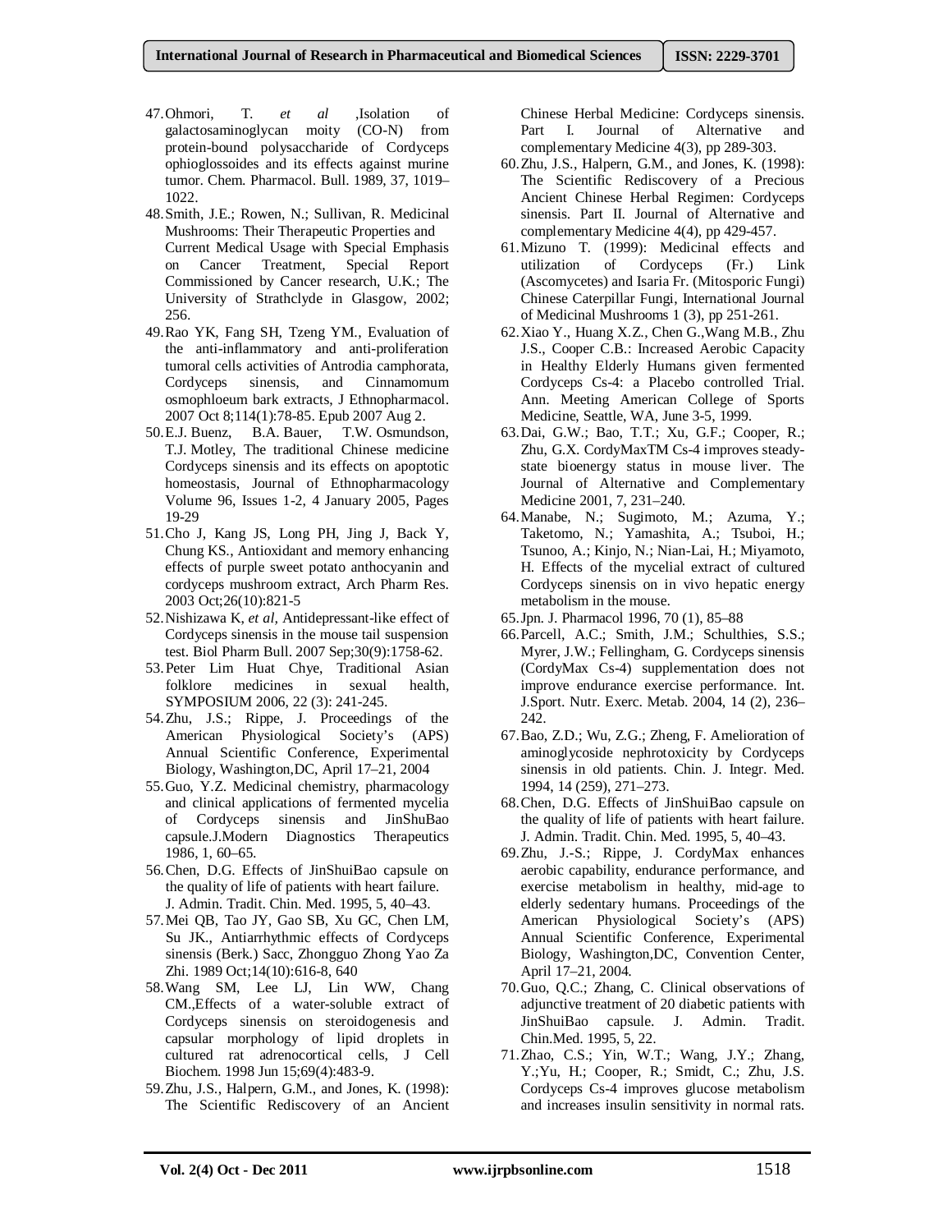47. Ohmori, T. *et al* ,Isolation of galactosaminoglycan moity (CO-N) from protein-bound polysaccharide of Cordyceps ophioglossoides and its effects against murine tumor. Chem. Pharmacol. Bull. 1989, 37, 1019–1022.
48. Smith, J.E.; Rowen, N.; Sullivan, R. Medicinal Mushrooms: Their Therapeutic Properties and Current Medical Usage with Special Emphasis on Cancer Treatment, Special Report Commissioned by Cancer research, U.K.; The University of Strathclyde in Glasgow, 2002; 256.
49. Rao YK, Fang SH, Tzeng YM., Evaluation of the anti-inflammatory and anti-proliferation tumoral cells activities of Antrodia camphorata, Cordyceps sinensis, and Cinnamomum osmophloeum bark extracts, J Ethnopharmacol. 2007 Oct 8;114(1):78-85. Epub 2007 Aug 2.
50. E.J. Buenz, B.A. Bauer, T.W. Osmundson, T.J. Motley, The traditional Chinese medicine Cordyceps sinensis and its effects on apoptotic homeostasis, Journal of Ethnopharmacology Volume 96, Issues 1-2, 4 January 2005, Pages 19-29
51. Cho J, Kang JS, Long PH, Jing J, Back Y, Chung KS., Antioxidant and memory enhancing effects of purple sweet potato anthocyanin and cordyceps mushroom extract, Arch Pharm Res. 2003 Oct;26(10):821-5
52. Nishizawa K, *et al,* Antidepressant-like effect of Cordyceps sinensis in the mouse tail suspension test. Biol Pharm Bull. 2007 Sep;30(9):1758-62.
53. Peter Lim Huat Chye, Traditional Asian folklore medicines in sexual health, SYMPOSIUM 2006, 22 (3): 241-245.
54. Zhu, J.S.; Rippe, J. Proceedings of the American Physiological Society's (APS) Annual Scientific Conference, Experimental Biology, Washington,DC, April 17–21, 2004
55. Guo, Y.Z. Medicinal chemistry, pharmacology and clinical applications of fermented mycelia of Cordyceps sinensis and JinShuBao capsule.J.Modern Diagnostics Therapeutics 1986, 1, 60–65.
56. Chen, D.G. Effects of JinShuiBao capsule on the quality of life of patients with heart failure. J. Admin. Tradit. Chin. Med. 1995, 5, 40–43.
57. Mei QB, Tao JY, Gao SB, Xu GC, Chen LM, Su JK., Antiarrhythmic effects of Cordyceps sinensis (Berk.) Sacc, Zhongguo Zhong Yao Za Zhi. 1989 Oct;14(10):616-8, 640
58. Wang SM, Lee LJ, Lin WW, Chang CM.,Effects of a water-soluble extract of Cordyceps sinensis on steroidogenesis and capsular morphology of lipid droplets in cultured rat adrenocortical cells, J Cell Biochem. 1998 Jun 15;69(4):483-9.
59. Zhu, J.S., Halpern, G.M., and Jones, K. (1998): The Scientific Rediscovery of an Ancient Chinese Herbal Medicine: Cordyceps sinensis. Part I. Journal of Alternative and complementary Medicine 4(3), pp 289-303.
60. Zhu, J.S., Halpern, G.M., and Jones, K. (1998): The Scientific Rediscovery of a Precious Ancient Chinese Herbal Regimen: Cordyceps sinensis. Part II. Journal of Alternative and complementary Medicine 4(4), pp 429-457.
61. Mizuno T. (1999): Medicinal effects and utilization of Cordyceps (Fr.) Link (Ascomycetes) and Isaria Fr. (Mitosporic Fungi) Chinese Caterpillar Fungi, International Journal of Medicinal Mushrooms 1 (3), pp 251-261.
62. Xiao Y., Huang X.Z., Chen G.,Wang M.B., Zhu J.S., Cooper C.B.: Increased Aerobic Capacity in Healthy Elderly Humans given fermented Cordyceps Cs-4: a Placebo controlled Trial. Ann. Meeting American College of Sports Medicine, Seattle, WA, June 3-5, 1999.
63. Dai, G.W.; Bao, T.T.; Xu, G.F.; Cooper, R.; Zhu, G.X. CordyMaxTM Cs-4 improves steady-state bioenergy status in mouse liver. The Journal of Alternative and Complementary Medicine 2001, 7, 231–240.
64. Manabe, N.; Sugimoto, M.; Azuma, Y.; Taketomo, N.; Yamashita, A.; Tsuboi, H.; Tsunoo, A.; Kinjo, N.; Nian-Lai, H.; Miyamoto, H. Effects of the mycelial extract of cultured Cordyceps sinensis on in vivo hepatic energy metabolism in the mouse.
65. Jpn. J. Pharmacol 1996, 70 (1), 85–88
66. Parcell, A.C.; Smith, J.M.; Schulthies, S.S.; Myrer, J.W.; Fellingham, G. Cordyceps sinensis (CordyMax Cs-4) supplementation does not improve endurance exercise performance. Int. J.Sport. Nutr. Exerc. Metab. 2004, 14 (2), 236–242.
67. Bao, Z.D.; Wu, Z.G.; Zheng, F. Amelioration of aminoglycoside nephrotoxicity by Cordyceps sinensis in old patients. Chin. J. Integr. Med. 1994, 14 (259), 271–273.
68. Chen, D.G. Effects of JinShuiBao capsule on the quality of life of patients with heart failure. J. Admin. Tradit. Chin. Med. 1995, 5, 40–43.
69. Zhu, J.-S.; Rippe, J. CordyMax enhances aerobic capability, endurance performance, and exercise metabolism in healthy, mid-age to elderly sedentary humans. Proceedings of the American Physiological Society's (APS) Annual Scientific Conference, Experimental Biology, Washington,DC, Convention Center, April 17–21, 2004.
70. Guo, Q.C.; Zhang, C. Clinical observations of adjunctive treatment of 20 diabetic patients with JinShuiBao capsule. J. Admin. Tradit. Chin.Med. 1995, 5, 22.
71. Zhao, C.S.; Yin, W.T.; Wang, J.Y.; Zhang, Y.;Yu, H.; Cooper, R.; Smidt, C.; Zhu, J.S. Cordyceps Cs-4 improves glucose metabolism and increases insulin sensitivity in normal rats.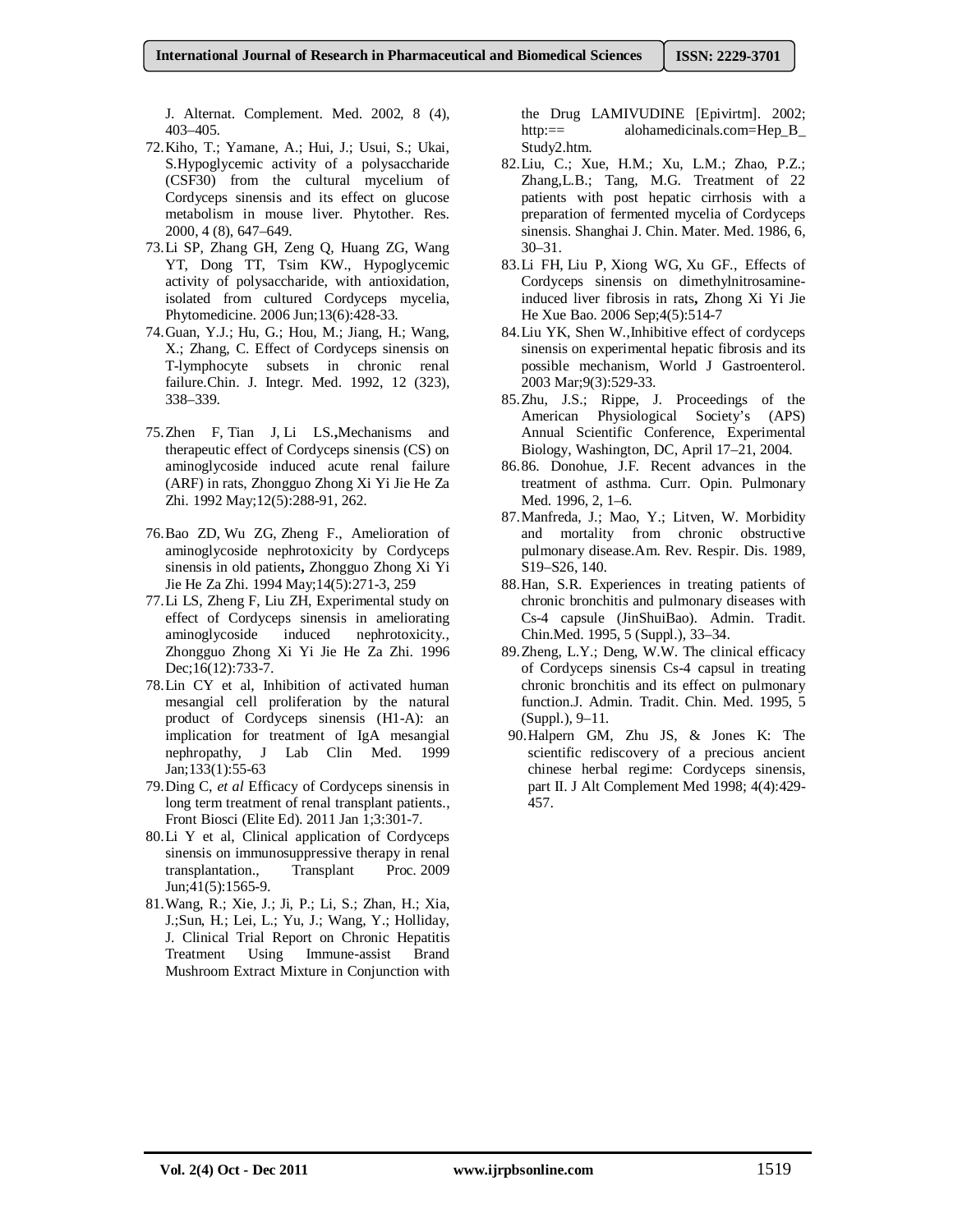J. Alternat. Complement. Med. 2002, 8 (4), 403–405.

72. Kiho, T.; Yamane, A.; Hui, J.; Usui, S.; Ukai, S.Hypoglycemic activity of a polysaccharide (CSF30) from the cultural mycelium of Cordyceps sinensis and its effect on glucose metabolism in mouse liver. Phytother. Res. 2000, 4 (8), 647–649.
73. Li SP, Zhang GH, Zeng Q, Huang ZG, Wang YT, Dong TT, Tsim KW., Hypoglycemic activity of polysaccharide, with antioxidation, isolated from cultured Cordyceps mycelia, Phytomedicine. 2006 Jun;13(6):428-33.
74. Guan, Y.J.; Hu, G.; Hou, M.; Jiang, H.; Wang, X.; Zhang, C. Effect of Cordyceps sinensis on T-lymphocyte subsets in chronic renal failure.Chin. J. Integr. Med. 1992, 12 (323), 338–339.
75. Zhen F, Tian J, Li LS.,Mechanisms and therapeutic effect of Cordyceps sinensis (CS) on aminoglycoside induced acute renal failure (ARF) in rats, Zhongguo Zhong Xi Yi Jie He Za Zhi. 1992 May;12(5):288-91, 262.
76. Bao ZD, Wu ZG, Zheng F., Amelioration of aminoglycoside nephrotoxicity by Cordyceps sinensis in old patients, Zhongguo Zhong Xi Yi Jie He Za Zhi. 1994 May;14(5):271-3, 259
77. Li LS, Zheng F, Liu ZH, Experimental study on effect of Cordyceps sinensis in ameliorating aminoglycoside induced nephrotoxicity., Zhongguo Zhong Xi Yi Jie He Za Zhi. 1996 Dec;16(12):733-7.
78. Lin CY et al, Inhibition of activated human mesangial cell proliferation by the natural product of Cordyceps sinensis (H1-A): an implication for treatment of IgA mesangial nephropathy, J Lab Clin Med. 1999 Jan;133(1):55-63
79. Ding C, *et al* Efficacy of Cordyceps sinensis in long term treatment of renal transplant patients., Front Biosci (Elite Ed). 2011 Jan 1;3:301-7.
80. Li Y et al, Clinical application of Cordyceps sinensis on immunosuppressive therapy in renal transplantation., Transplant Proc. 2009 Jun;41(5):1565-9.
81. Wang, R.; Xie, J.; Ji, P.; Li, S.; Zhan, H.; Xia, J.;Sun, H.; Lei, L.; Yu, J.; Wang, Y.; Holliday, J. Clinical Trial Report on Chronic Hepatitis Treatment Using Immune-assist Brand Mushroom Extract Mixture in Conjunction with the Drug LAMIVUDINE [Epivirtm]. 2002; http:== alohamedicinals.com=Hep_B_Study2.htm.
82. Liu, C.; Xue, H.M.; Xu, L.M.; Zhao, P.Z.; Zhang,L.B.; Tang, M.G. Treatment of 22 patients with post hepatic cirrhosis with a preparation of fermented mycelia of Cordyceps sinensis. Shanghai J. Chin. Mater. Med. 1986, 6, 30–31.
83. Li FH, Liu P, Xiong WG, Xu GF., Effects of Cordyceps sinensis on dimethylnitrosamine-induced liver fibrosis in rats, Zhong Xi Yi Jie He Xue Bao. 2006 Sep;4(5):514-7
84. Liu YK, Shen W.,Inhibitive effect of cordyceps sinensis on experimental hepatic fibrosis and its possible mechanism, World J Gastroenterol. 2003 Mar;9(3):529-33.
85. Zhu, J.S.; Rippe, J. Proceedings of the American Physiological Society's (APS) Annual Scientific Conference, Experimental Biology, Washington, DC, April 17–21, 2004.
86. 86. Donohue, J.F. Recent advances in the treatment of asthma. Curr. Opin. Pulmonary Med. 1996, 2, 1–6.
87. Manfreda, J.; Mao, Y.; Litven, W. Morbidity and mortality from chronic obstructive pulmonary disease.Am. Rev. Respir. Dis. 1989, S19–S26, 140.
88. Han, S.R. Experiences in treating patients of chronic bronchitis and pulmonary diseases with Cs-4 capsule (JinShuiBao). Admin. Tradit. Chin.Med. 1995, 5 (Suppl.), 33–34.
89. Zheng, L.Y.; Deng, W.W. The clinical efficacy of Cordyceps sinensis Cs-4 capsul in treating chronic bronchitis and its effect on pulmonary function.J. Admin. Tradit. Chin. Med. 1995, 5 (Suppl.), 9–11.
90. Halpern GM, Zhu JS, & Jones K: The scientific rediscovery of a precious ancient chinese herbal regime: Cordyceps sinensis, part II. J Alt Complement Med 1998; 4(4):429-457.